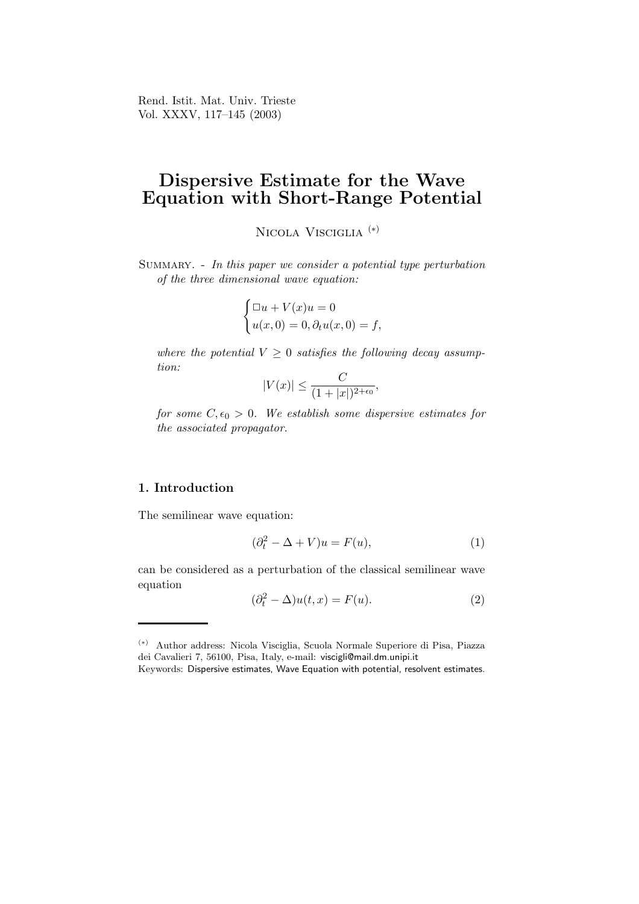Rend. Istit. Mat. Univ. Trieste
Vol. XXXV, 117–145 (2003)

# Dispersive Estimate for the Wave Equation with Short-Range Potential

Nicola Visciglia [(*)]

Summary. - *In this paper we consider a potential type perturbation of the three dimensional wave equation:*

$$\begin{cases} \Box u + V(x)u = 0 \\ u(x,0) = 0, \partial_t u(x,0) = f, \end{cases}$$

*where the potential $V \geq 0$ satisfies the following decay assumption:*

$$|V(x)| \leq \frac{C}{(1+|x|)^{2+\epsilon_0}},$$

*for some $C, \epsilon_0 > 0$. We establish some dispersive estimates for the associated propagator.*

## 1. Introduction

The semilinear wave equation:

$$(\partial_t^2 - \Delta + V)u = F(u), \tag{1}$$

can be considered as a perturbation of the classical semilinear wave equation

$$(\partial_t^2 - \Delta)u(t,x) = F(u). \tag{2}$$

---

(*) Author address: Nicola Visciglia, Scuola Normale Superiore di Pisa, Piazza dei Cavalieri 7, 56100, Pisa, Italy, e-mail: viscigli@mail.dm.unipi.it

Keywords: Dispersive estimates, Wave Equation with potential, resolvent estimates.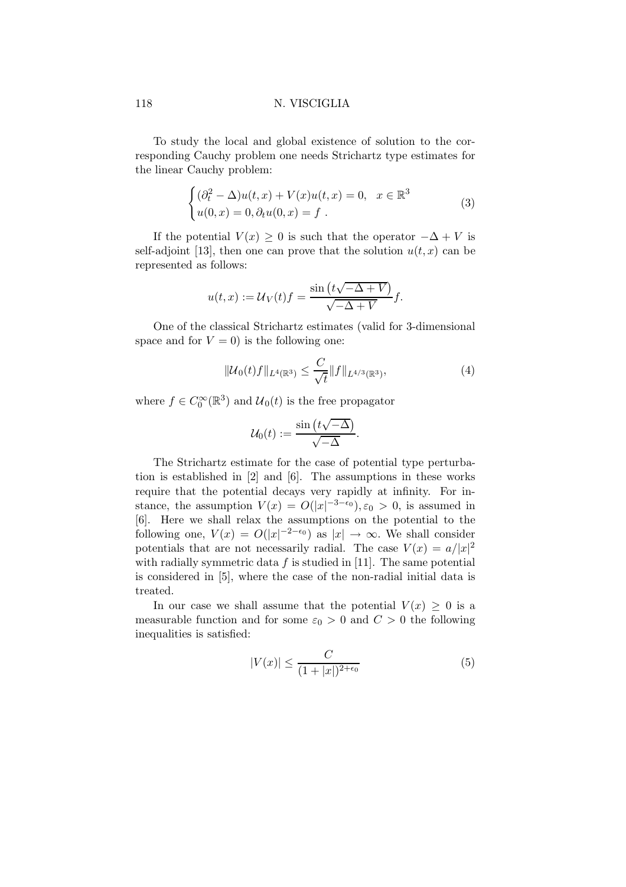To study the local and global existence of solution to the corresponding Cauchy problem one needs Strichartz type estimates for the linear Cauchy problem:

$$
\begin{cases} (\partial_t^2 - \Delta)u(t,x) + V(x)u(t,x) = 0, & x \in \mathbb{R}^3 \\ u(0,x) = 0, \partial_t u(0,x) = f \ . \end{cases} \tag{3}
$$

If the potential $V(x) \geq 0$ is such that the operator $-\Delta + V$ is self-adjoint [13], then one can prove that the solution $u(t,x)$ can be represented as follows:

$$
u(t,x) := \mathcal{U}_V(t)f = \frac{\sin\left(t\sqrt{-\Delta + V}\right)}{\sqrt{-\Delta + V}} f.
$$

One of the classical Strichartz estimates (valid for 3-dimensional space and for $V = 0$) is the following one:

$$
\|\mathcal{U}_0(t)f\|_{L^4(\mathbb{R}^3)} \leq \frac{C}{\sqrt{t}} \|f\|_{L^{4/3}(\mathbb{R}^3)}, \tag{4}
$$

where $f \in C_0^\infty(\mathbb{R}^3)$ and $\mathcal{U}_0(t)$ is the free propagator

$$
\mathcal{U}_0(t) := \frac{\sin\left(t\sqrt{-\Delta}\right)}{\sqrt{-\Delta}}.
$$

The Strichartz estimate for the case of potential type perturbation is established in [2] and [6]. The assumptions in these works require that the potential decays very rapidly at infinity. For instance, the assumption $V(x) = O(|x|^{-3-\epsilon_0}), \varepsilon_0 > 0$, is assumed in [6]. Here we shall relax the assumptions on the potential to the following one, $V(x) = O(|x|^{-2-\epsilon_0})$ as $|x| \to \infty$. We shall consider potentials that are not necessarily radial. The case $V(x) = a/|x|^2$ with radially symmetric data $f$ is studied in [11]. The same potential is considered in [5], where the case of the non-radial initial data is treated.

In our case we shall assume that the potential $V(x) \geq 0$ is a measurable function and for some $\varepsilon_0 > 0$ and $C > 0$ the following inequalities is satisfied:

$$
|V(x)| \leq \frac{C}{(1 + |x|)^{2+\epsilon_0}} \tag{5}
$$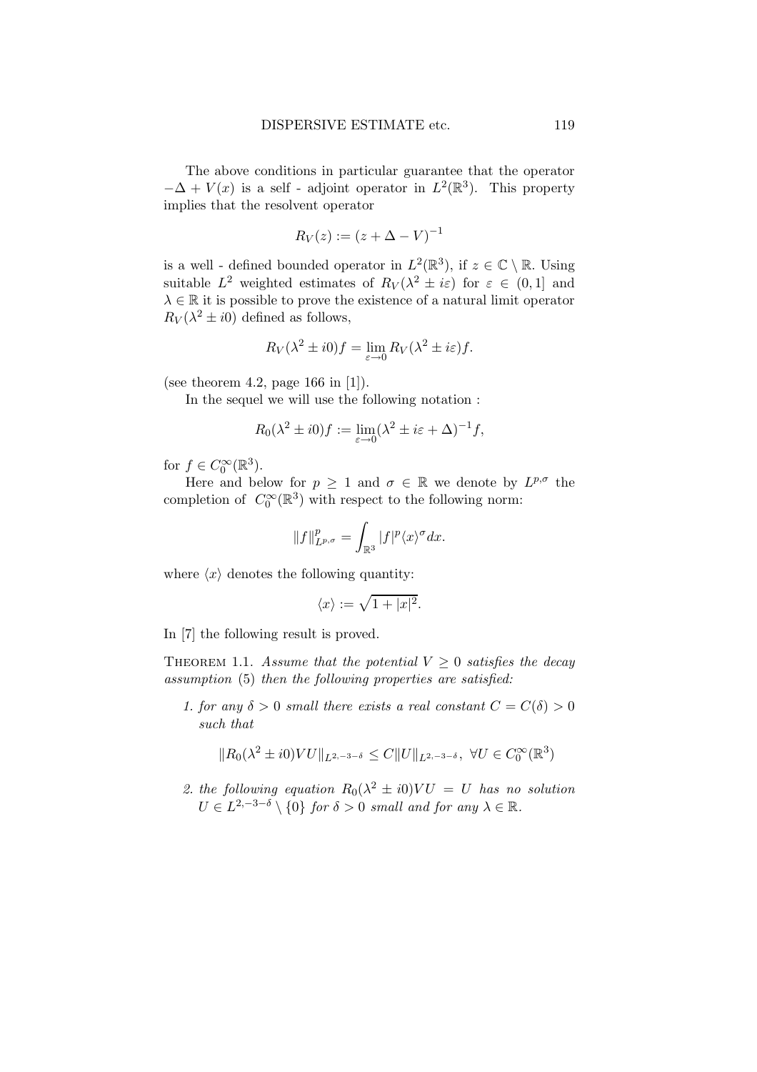The above conditions in particular guarantee that the operator $-\Delta + V(x)$ is a self - adjoint operator in $L^2(\mathbb{R}^3)$. This property implies that the resolvent operator

$$R_V(z) := (z + \Delta - V)^{-1}$$

is a well - defined bounded operator in $L^2(\mathbb{R}^3)$, if $z \in \mathbb{C} \setminus \mathbb{R}$. Using suitable $L^2$ weighted estimates of $R_V(\lambda^2 \pm i\varepsilon)$ for $\varepsilon \in (0,1]$ and $\lambda \in \mathbb{R}$ it is possible to prove the existence of a natural limit operator $R_V(\lambda^2 \pm i0)$ defined as follows,

$$R_V(\lambda^2 \pm i0)f = \lim_{\varepsilon \to 0} R_V(\lambda^2 \pm i\varepsilon)f.$$

(see theorem 4.2, page 166 in [1]).

In the sequel we will use the following notation :

$$R_0(\lambda^2 \pm i0)f := \lim_{\varepsilon \to 0}(\lambda^2 \pm i\varepsilon + \Delta)^{-1}f,$$

for $f \in C_0^\infty(\mathbb{R}^3)$.

Here and below for $p \geq 1$ and $\sigma \in \mathbb{R}$ we denote by $L^{p,\sigma}$ the completion of $C_0^\infty(\mathbb{R}^3)$ with respect to the following norm:

$$\|f\|^p_{L^{p,\sigma}} = \int_{\mathbb{R}^3} |f|^p \langle x \rangle^\sigma dx.$$

where $\langle x \rangle$ denotes the following quantity:

$$\langle x \rangle := \sqrt{1 + |x|^2}.$$

In [7] the following result is proved.

Theorem 1.1. *Assume that the potential $V \geq 0$ satisfies the decay assumption* (5) *then the following properties are satisfied:*

1. *for any $\delta > 0$ small there exists a real constant $C = C(\delta) > 0$ such that*

$$\|R_0(\lambda^2 \pm i0)VU\|_{L^{2,-3-\delta}} \leq C\|U\|_{L^{2,-3-\delta}}, \ \forall U \in C_0^\infty(\mathbb{R}^3)$$

2. *the following equation $R_0(\lambda^2 \pm i0)VU = U$ has no solution $U \in L^{2,-3-\delta} \setminus \{0\}$ for $\delta > 0$ small and for any $\lambda \in \mathbb{R}$.*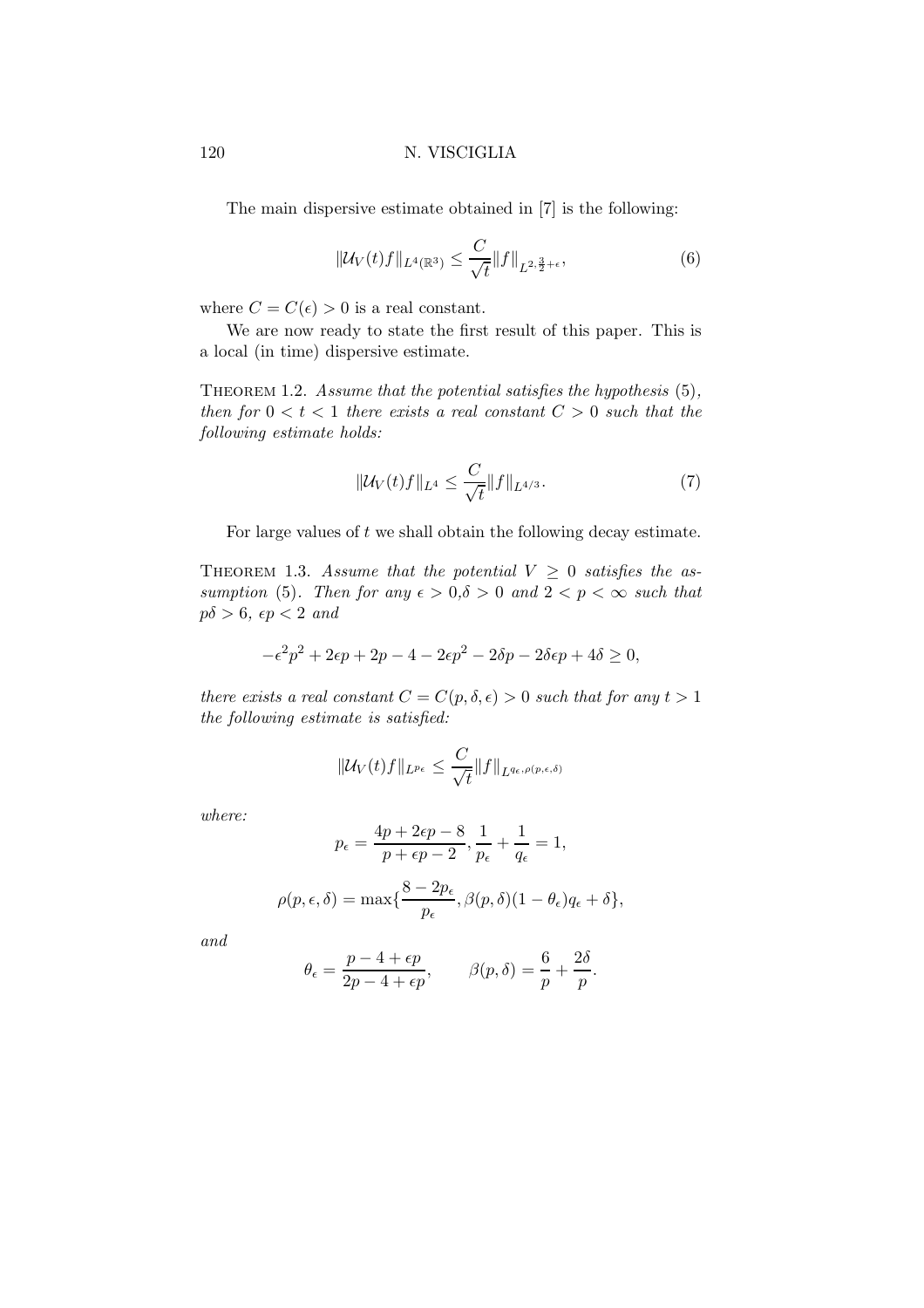The main dispersive estimate obtained in [7] is the following:

$$\|\mathcal{U}_V(t)f\|_{L^4(\mathbb{R}^3)} \leq \frac{C}{\sqrt{t}}\|f\|_{L^{2,\frac{3}{2}+\epsilon}}, \tag{6}$$

where $C = C(\epsilon) > 0$ is a real constant.

We are now ready to state the first result of this paper. This is a local (in time) dispersive estimate.

Theorem 1.2. *Assume that the potential satisfies the hypothesis* (5), *then for* $0 < t < 1$ *there exists a real constant* $C > 0$ *such that the following estimate holds:*

$$\|\mathcal{U}_V(t)f\|_{L^4} \leq \frac{C}{\sqrt{t}}\|f\|_{L^{4/3}}. \tag{7}$$

For large values of $t$ we shall obtain the following decay estimate.

Theorem 1.3. *Assume that the potential* $V \geq 0$ *satisfies the assumption* (5). *Then for any* $\epsilon > 0, \delta > 0$ *and* $2 < p < \infty$ *such that* $p\delta > 6$, $\epsilon p < 2$ *and*

$$-\epsilon^2 p^2 + 2\epsilon p + 2p - 4 - 2\epsilon p^2 - 2\delta p - 2\delta\epsilon p + 4\delta \geq 0,$$

*there exists a real constant* $C = C(p, \delta, \epsilon) > 0$ *such that for any* $t > 1$ *the following estimate is satisfied:*

$$\|\mathcal{U}_V(t)f\|_{L^{p_\epsilon}} \leq \frac{C}{\sqrt{t}}\|f\|_{L^{q_\epsilon,\rho(p,\epsilon,\delta)}}$$

*where:*

$$p_\epsilon = \frac{4p + 2\epsilon p - 8}{p + \epsilon p - 2}, \frac{1}{p_\epsilon} + \frac{1}{q_\epsilon} = 1,$$

$$\rho(p, \epsilon, \delta) = \max\{\frac{8 - 2p_\epsilon}{p_\epsilon}, \beta(p, \delta)(1 - \theta_\epsilon)q_\epsilon + \delta\},$$

*and*

$$\theta_\epsilon = \frac{p - 4 + \epsilon p}{2p - 4 + \epsilon p}, \qquad \beta(p, \delta) = \frac{6}{p} + \frac{2\delta}{p}.$$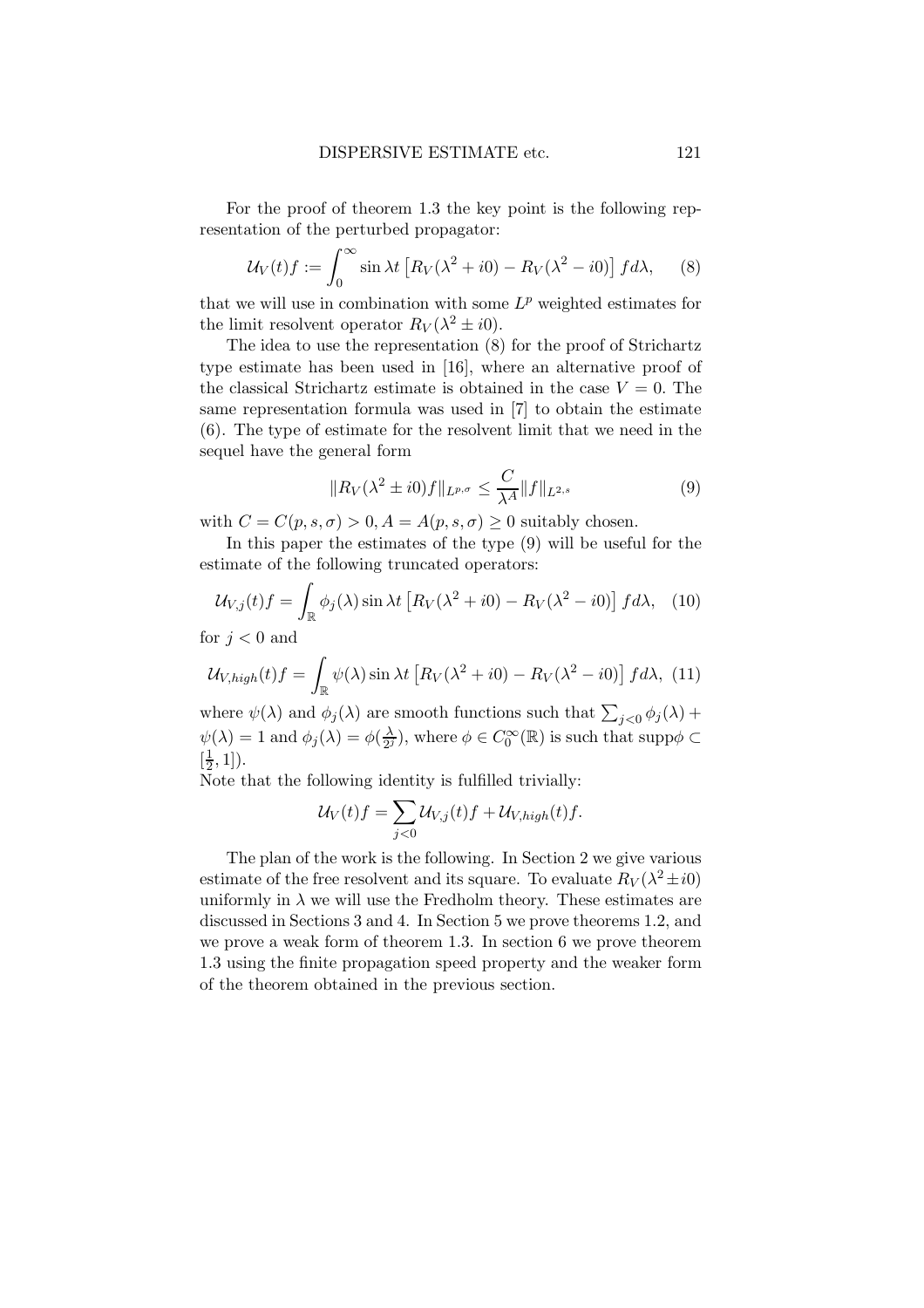For the proof of theorem 1.3 the key point is the following representation of the perturbed propagator:

$$\mathcal{U}_V(t)f := \int_0^\infty \sin \lambda t \left[R_V(\lambda^2 + i0) - R_V(\lambda^2 - i0)\right] f d\lambda, \quad (8)$$

that we will use in combination with some $L^p$ weighted estimates for the limit resolvent operator $R_V(\lambda^2 \pm i0)$.

The idea to use the representation (8) for the proof of Strichartz type estimate has been used in [16], where an alternative proof of the classical Strichartz estimate is obtained in the case $V = 0$. The same representation formula was used in [7] to obtain the estimate (6). The type of estimate for the resolvent limit that we need in the sequel have the general form

$$\|R_V(\lambda^2 \pm i0)f\|_{L^{p,\sigma}} \leq \frac{C}{\lambda^A}\|f\|_{L^{2,s}} \quad (9)$$

with $C = C(p, s, \sigma) > 0, A = A(p, s, \sigma) \geq 0$ suitably chosen.

In this paper the estimates of the type (9) will be useful for the estimate of the following truncated operators:

$$\mathcal{U}_{V,j}(t)f = \int_{\mathbb{R}} \phi_j(\lambda) \sin \lambda t \left[R_V(\lambda^2 + i0) - R_V(\lambda^2 - i0)\right] f d\lambda, \quad (10)$$

for $j < 0$ and

$$\mathcal{U}_{V,high}(t)f = \int_{\mathbb{R}} \psi(\lambda) \sin \lambda t \left[R_V(\lambda^2 + i0) - R_V(\lambda^2 - i0)\right] f d\lambda, \quad (11)$$

where $\psi(\lambda)$ and $\phi_j(\lambda)$ are smooth functions such that $\sum_{j<0} \phi_j(\lambda) + \psi(\lambda) = 1$ and $\phi_j(\lambda) = \phi(\frac{\lambda}{2^j})$, where $\phi \in C_0^\infty(\mathbb{R})$ is such that $\text{supp}\phi \subset [\frac{1}{2}, 1]$).
Note that the following identity is fulfilled trivially:

$$\mathcal{U}_V(t)f = \sum_{j<0} \mathcal{U}_{V,j}(t)f + \mathcal{U}_{V,high}(t)f.$$

The plan of the work is the following. In Section 2 we give various estimate of the free resolvent and its square. To evaluate $R_V(\lambda^2 \pm i0)$ uniformly in $\lambda$ we will use the Fredholm theory. These estimates are discussed in Sections 3 and 4. In Section 5 we prove theorems 1.2, and we prove a weak form of theorem 1.3. In section 6 we prove theorem 1.3 using the finite propagation speed property and the weaker form of the theorem obtained in the previous section.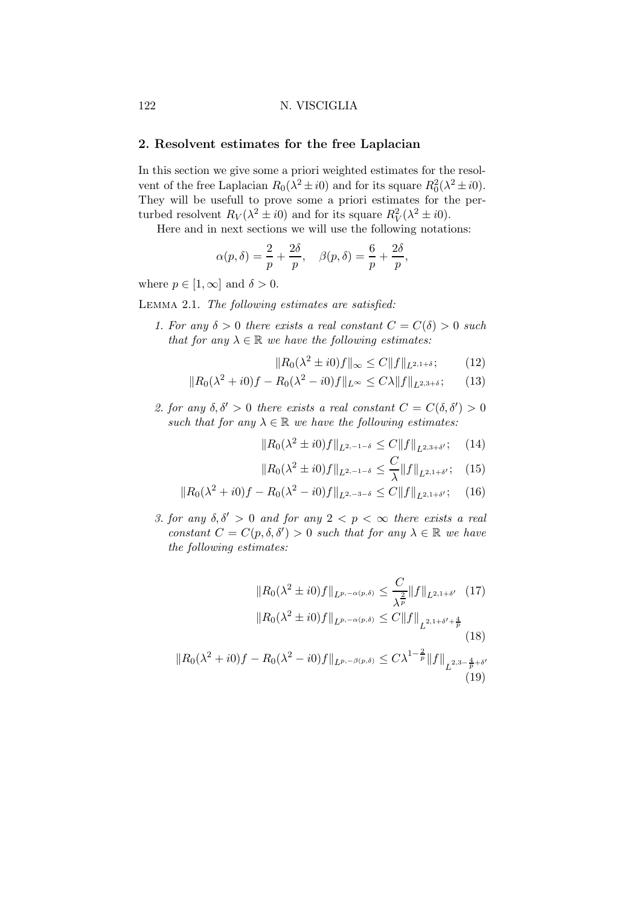## 2. Resolvent estimates for the free Laplacian

In this section we give some a priori weighted estimates for the resolvent of the free Laplacian $R_0(\lambda^2 \pm i0)$ and for its square $R_0^2(\lambda^2 \pm i0)$. They will be usefull to prove some a priori estimates for the perturbed resolvent $R_V(\lambda^2 \pm i0)$ and for its square $R_V^2(\lambda^2 \pm i0)$.

Here and in next sections we will use the following notations:

$$\alpha(p,\delta) = \frac{2}{p} + \frac{2\delta}{p}, \quad \beta(p,\delta) = \frac{6}{p} + \frac{2\delta}{p},$$

where $p \in [1, \infty]$ and $\delta > 0$.

Lemma 2.1. *The following estimates are satisfied:*

1. *For any $\delta > 0$ there exists a real constant $C = C(\delta) > 0$ such that for any $\lambda \in \mathbb{R}$ we have the following estimates:*

$$\|R_0(\lambda^2 \pm i0) f\|_\infty \leq C\|f\|_{L^{2,1+\delta}}; \qquad (12)$$

$$\|R_0(\lambda^2 + i0) f - R_0(\lambda^2 - i0) f\|_{L^\infty} \leq C\lambda\|f\|_{L^{2,3+\delta}}; \qquad (13)$$

2. *for any $\delta, \delta' > 0$ there exists a real constant $C = C(\delta, \delta') > 0$ such that for any $\lambda \in \mathbb{R}$ we have the following estimates:*

$$\|R_0(\lambda^2 \pm i0) f\|_{L^{2,-1-\delta}} \leq C\|f\|_{L^{2,3+\delta'}}; \qquad (14)$$

$$\|R_0(\lambda^2 \pm i0) f\|_{L^{2,-1-\delta}} \leq \frac{C}{\lambda}\|f\|_{L^{2,1+\delta'}}; \qquad (15)$$

$$\|R_0(\lambda^2 + i0) f - R_0(\lambda^2 - i0) f\|_{L^{2,-3-\delta}} \leq C\|f\|_{L^{2,1+\delta'}}; \qquad (16)$$

3. *for any $\delta, \delta' > 0$ and for any $2 < p < \infty$ there exists a real constant $C = C(p, \delta, \delta') > 0$ such that for any $\lambda \in \mathbb{R}$ we have the following estimates:*

$$\|R_0(\lambda^2 \pm i0) f\|_{L^{p,-\alpha(p,\delta)}} \leq \frac{C}{\lambda^{\frac{2}{p}}}\|f\|_{L^{2,1+\delta'}} \qquad (17)$$

$$\|R_0(\lambda^2 \pm i0) f\|_{L^{p,-\alpha(p,\delta)}} \leq C\|f\|_{L^{2,1+\delta'+\frac{4}{p}}} \qquad (18)$$

$$\|R_0(\lambda^2 + i0) f - R_0(\lambda^2 - i0) f\|_{L^{p,-\beta(p,\delta)}} \leq C\lambda^{1-\frac{2}{p}}\|f\|_{L^{2,3-\frac{4}{p}+\delta'}} \qquad (19)$$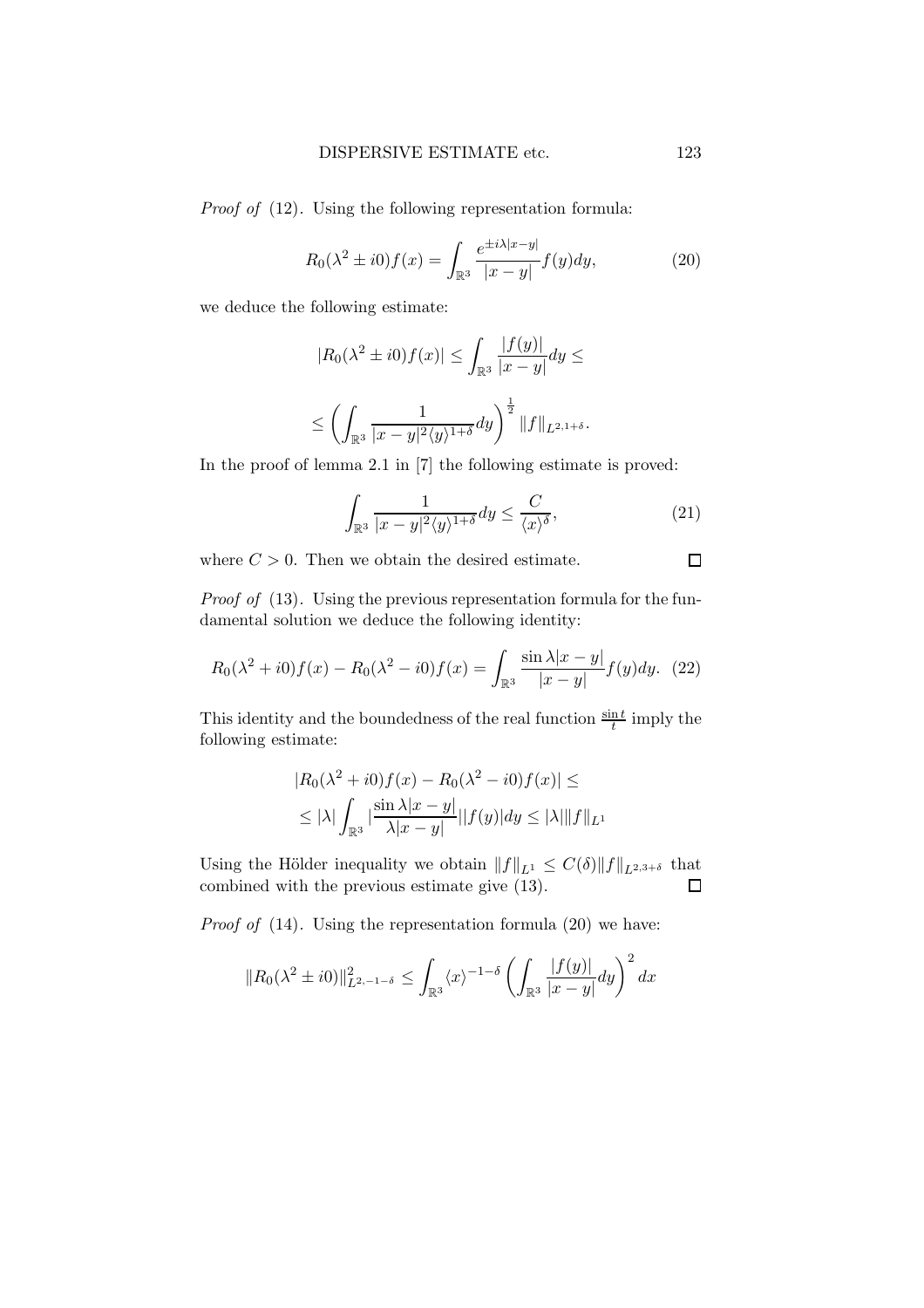*Proof of* (12). Using the following representation formula:

$$R_0(\lambda^2 \pm i0)f(x) = \int_{\mathbb{R}^3} \frac{e^{\pm i\lambda|x-y|}}{|x-y|} f(y)dy, \tag{20}$$

we deduce the following estimate:

$$|R_0(\lambda^2 \pm i0)f(x)| \leq \int_{\mathbb{R}^3} \frac{|f(y)|}{|x-y|}dy \leq$$

$$\leq \left( \int_{\mathbb{R}^3} \frac{1}{|x-y|^2\langle y\rangle^{1+\delta}}dy \right)^{\frac{1}{2}} \|f\|_{L^{2,1+\delta}}.$$

In the proof of lemma 2.1 in [7] the following estimate is proved:

$$\int_{\mathbb{R}^3} \frac{1}{|x-y|^2\langle y\rangle^{1+\delta}}dy \leq \frac{C}{\langle x\rangle^{\delta}}, \tag{21}$$

where $C > 0$. Then we obtain the desired estimate. □

*Proof of* (13). Using the previous representation formula for the fundamental solution we deduce the following identity:

$$R_0(\lambda^2 + i0)f(x) - R_0(\lambda^2 - i0)f(x) = \int_{\mathbb{R}^3} \frac{\sin \lambda|x-y|}{|x-y|} f(y)dy. \tag{22}$$

This identity and the boundedness of the real function $\frac{\sin t}{t}$ imply the following estimate:

$$|R_0(\lambda^2 + i0)f(x) - R_0(\lambda^2 - i0)f(x)| \leq$$
$$\leq |\lambda| \int_{\mathbb{R}^3} |\frac{\sin \lambda|x-y|}{\lambda|x-y|}||f(y)|dy \leq |\lambda|\|f\|_{L^1}$$

Using the Hölder inequality we obtain $\|f\|_{L^1} \leq C(\delta)\|f\|_{L^{2,3+\delta}}$ that combined with the previous estimate give (13). □

*Proof of* (14). Using the representation formula (20) we have:

$$\|R_0(\lambda^2 \pm i0)\|^2_{L^{2,-1-\delta}} \leq \int_{\mathbb{R}^3} \langle x\rangle^{-1-\delta} \left( \int_{\mathbb{R}^3} \frac{|f(y)|}{|x-y|}dy \right)^2 dx$$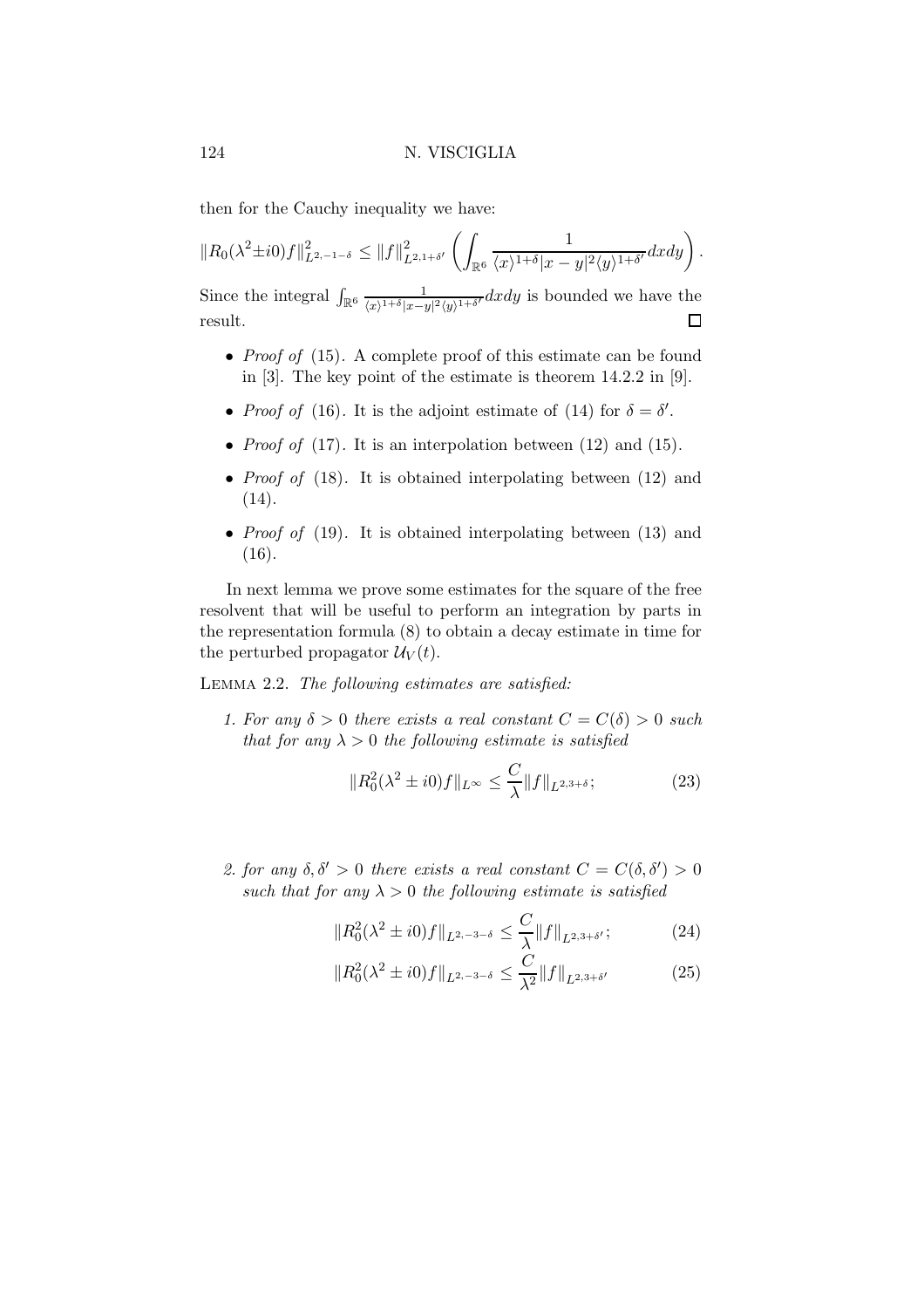then for the Cauchy inequality we have:

$$\|R_0(\lambda^2 \pm i0)f\|^2_{L^{2,-1-\delta}} \leq \|f\|^2_{L^{2,1+\delta'}} \left( \int_{\mathbb{R}^6} \frac{1}{\langle x\rangle^{1+\delta}|x-y|^2\langle y\rangle^{1+\delta'}} dxdy \right).$$

Since the integral $\int_{\mathbb{R}^6} \frac{1}{\langle x\rangle^{1+\delta}|x-y|^2\langle y\rangle^{1+\delta'}} dxdy$ is bounded we have the result. □

- *Proof of* (15). A complete proof of this estimate can be found in [3]. The key point of the estimate is theorem 14.2.2 in [9].
- *Proof of* (16). It is the adjoint estimate of (14) for $\delta = \delta'$.
- *Proof of* (17). It is an interpolation between (12) and (15).
- *Proof of* (18). It is obtained interpolating between (12) and (14).
- *Proof of* (19). It is obtained interpolating between (13) and (16).

In next lemma we prove some estimates for the square of the free resolvent that will be useful to perform an integration by parts in the representation formula (8) to obtain a decay estimate in time for the perturbed propagator $\mathcal{U}_V(t)$.

LEMMA 2.2. *The following estimates are satisfied:*

1. *For any $\delta > 0$ there exists a real constant $C = C(\delta) > 0$ such that for any $\lambda > 0$ the following estimate is satisfied*

$$\|R_0^2(\lambda^2 \pm i0)f\|_{L^\infty} \leq \frac{C}{\lambda}\|f\|_{L^{2,3+\delta}}; \tag{23}$$

2. *for any $\delta, \delta' > 0$ there exists a real constant $C = C(\delta, \delta') > 0$ such that for any $\lambda > 0$ the following estimate is satisfied*

$$\|R_0^2(\lambda^2 \pm i0)f\|_{L^{2,-3-\delta}} \leq \frac{C}{\lambda}\|f\|_{L^{2,3+\delta'}}; \tag{24}$$

$$\|R_0^2(\lambda^2 \pm i0)f\|_{L^{2,-3-\delta}} \leq \frac{C}{\lambda^2}\|f\|_{L^{2,3+\delta'}} \tag{25}$$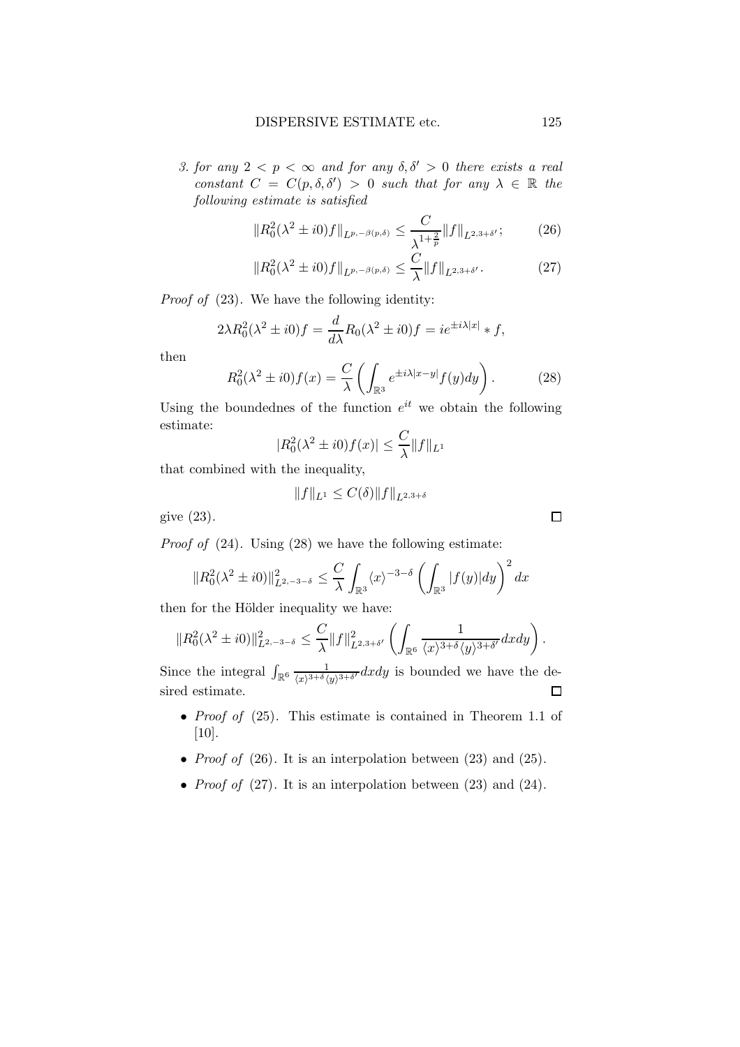3. *for any $2 < p < \infty$ and for any $\delta, \delta' > 0$ there exists a real constant $C = C(p, \delta, \delta') > 0$ such that for any $\lambda \in \mathbb{R}$ the following estimate is satisfied*

$$\|R_0^2(\lambda^2 \pm i0)f\|_{L^{p,-\beta(p,\delta)}} \leq \frac{C}{\lambda^{1+\frac{2}{p}}} \|f\|_{L^{2,3+\delta'}}; \tag{26}$$

$$\|R_0^2(\lambda^2 \pm i0)f\|_{L^{p,-\beta(p,\delta)}} \leq \frac{C}{\lambda} \|f\|_{L^{2,3+\delta'}}. \tag{27}$$

*Proof of* (23). We have the following identity:

$$2\lambda R_0^2(\lambda^2 \pm i0)f = \frac{d}{d\lambda} R_0(\lambda^2 \pm i0)f = ie^{\pm i\lambda|x|} * f,$$

then

$$R_0^2(\lambda^2 \pm i0)f(x) = \frac{C}{\lambda} \left( \int_{\mathbb{R}^3} e^{\pm i\lambda|x-y|} f(y)dy \right). \tag{28}$$

Using the boundednes of the function $e^{it}$ we obtain the following estimate:

$$|R_0^2(\lambda^2 \pm i0)f(x)| \leq \frac{C}{\lambda} \|f\|_{L^1}$$

that combined with the inequality,

$$\|f\|_{L^1} \leq C(\delta)\|f\|_{L^{2,3+\delta}}$$

give (23). $\square$

*Proof of* (24). Using (28) we have the following estimate:

$$\|R_0^2(\lambda^2 \pm i0)\|_{L^{2,-3-\delta}}^2 \leq \frac{C}{\lambda} \int_{\mathbb{R}^3} \langle x \rangle^{-3-\delta} \left( \int_{\mathbb{R}^3} |f(y)|dy \right)^2 dx$$

then for the Hölder inequality we have:

$$\|R_0^2(\lambda^2 \pm i0)\|_{L^{2,-3-\delta}}^2 \leq \frac{C}{\lambda} \|f\|_{L^{2,3+\delta'}}^2 \left( \int_{\mathbb{R}^6} \frac{1}{\langle x \rangle^{3+\delta} \langle y \rangle^{3+\delta'}} dxdy \right).$$

Since the integral $\int_{\mathbb{R}^6} \frac{1}{\langle x \rangle^{3+\delta} \langle y \rangle^{3+\delta'}} dxdy$ is bounded we have the desired estimate. $\square$

- *Proof of* (25). This estimate is contained in Theorem 1.1 of [10].
- *Proof of* (26). It is an interpolation between (23) and (25).
- *Proof of* (27). It is an interpolation between (23) and (24).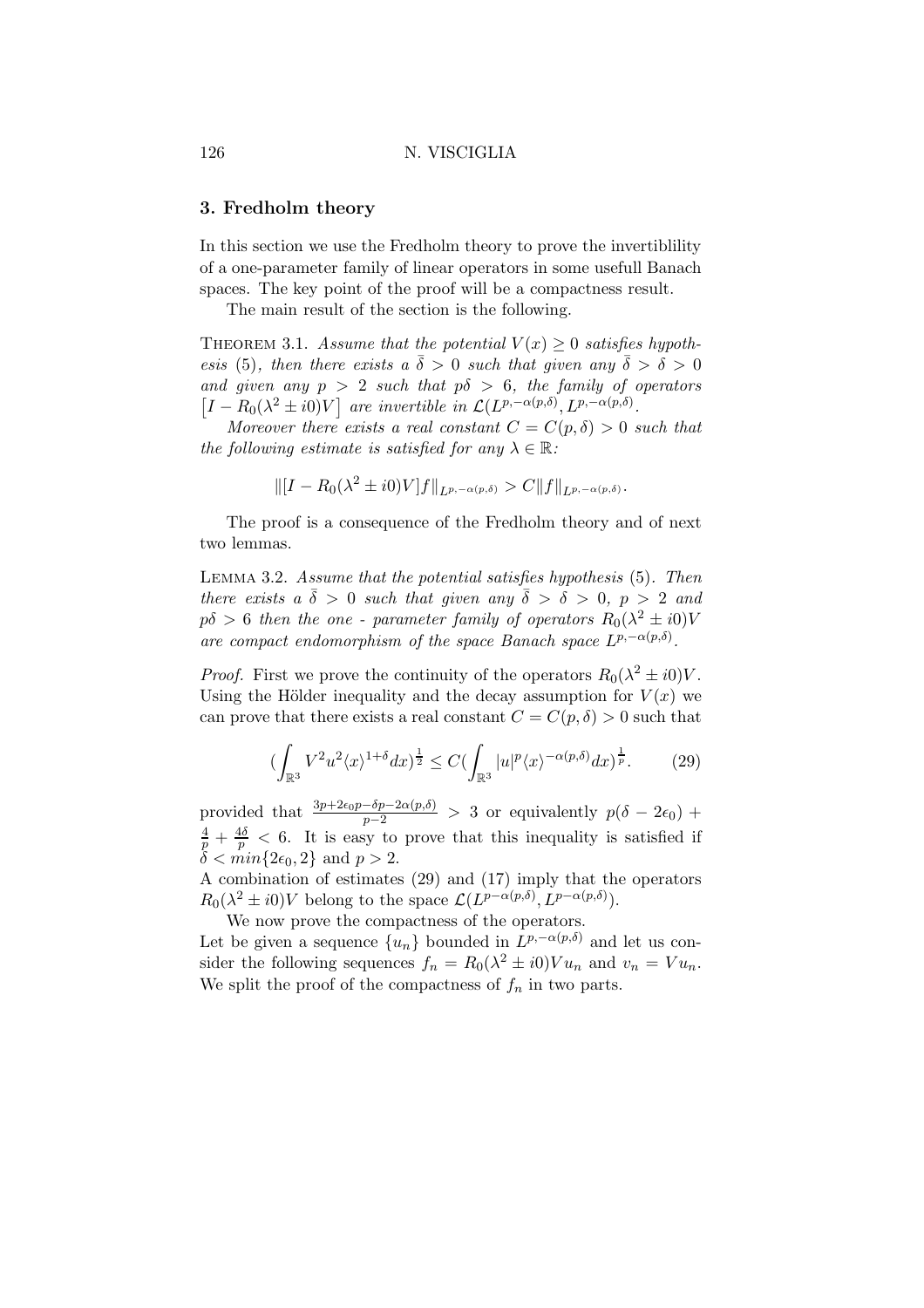## 3. Fredholm theory

In this section we use the Fredholm theory to prove the invertiblility of a one-parameter family of linear operators in some usefull Banach spaces. The key point of the proof will be a compactness result.

The main result of the section is the following.

THEOREM 3.1. *Assume that the potential $V(x) \geq 0$ satisfies hypothesis* (5)*, then there exists a $\bar{\delta} > 0$ such that given any $\bar{\delta} > \delta > 0$ and given any $p > 2$ such that $p\delta > 6$, the family of operators $\left[I - R_0(\lambda^2 \pm i0)V\right]$ are invertible in $\mathcal{L}(L^{p,-\alpha(p,\delta)}, L^{p,-\alpha(p,\delta)}$.*

*Moreover there exists a real constant $C = C(p,\delta) > 0$ such that the following estimate is satisfied for any $\lambda \in \mathbb{R}$:*

$$\|[I - R_0(\lambda^2 \pm i0)V]f\|_{L^{p,-\alpha(p,\delta)}} > C\|f\|_{L^{p,-\alpha(p,\delta)}}.$$

The proof is a consequence of the Fredholm theory and of next two lemmas.

LEMMA 3.2. *Assume that the potential satisfies hypothesis* (5)*. Then there exists a $\bar{\delta} > 0$ such that given any $\bar{\delta} > \delta > 0$, $p > 2$ and $p\delta > 6$ then the one - parameter family of operators $R_0(\lambda^2 \pm i0)V$ are compact endomorphism of the space Banach space $L^{p,-\alpha(p,\delta)}$.*

*Proof.* First we prove the continuity of the operators $R_0(\lambda^2 \pm i0)V$. Using the Hölder inequality and the decay assumption for $V(x)$ we can prove that there exists a real constant $C = C(p,\delta) > 0$ such that

$$\left(\int_{\mathbb{R}^3} V^2 u^2 \langle x\rangle^{1+\delta} dx\right)^{\frac{1}{2}} \leq C\left(\int_{\mathbb{R}^3} |u|^p \langle x\rangle^{-\alpha(p,\delta)} dx\right)^{\frac{1}{p}}. \tag{29}$$

provided that $\frac{3p+2\epsilon_0 p - \delta p - 2\alpha(p,\delta)}{p-2} > 3$ or equivalently $p(\delta - 2\epsilon_0) + \frac{4}{p} + \frac{4\delta}{p} < 6$. It is easy to prove that this inequality is satisfied if $\delta < min\{2\epsilon_0, 2\}$ and $p > 2$.

A combination of estimates (29) and (17) imply that the operators $R_0(\lambda^2 \pm i0)V$ belong to the space $\mathcal{L}(L^{p-\alpha(p,\delta)}, L^{p-\alpha(p,\delta)})$.

We now prove the compactness of the operators.

Let be given a sequence $\{u_n\}$ bounded in $L^{p,-\alpha(p,\delta)}$ and let us consider the following sequences $f_n = R_0(\lambda^2 \pm i0)Vu_n$ and $v_n = Vu_n$. We split the proof of the compactness of $f_n$ in two parts.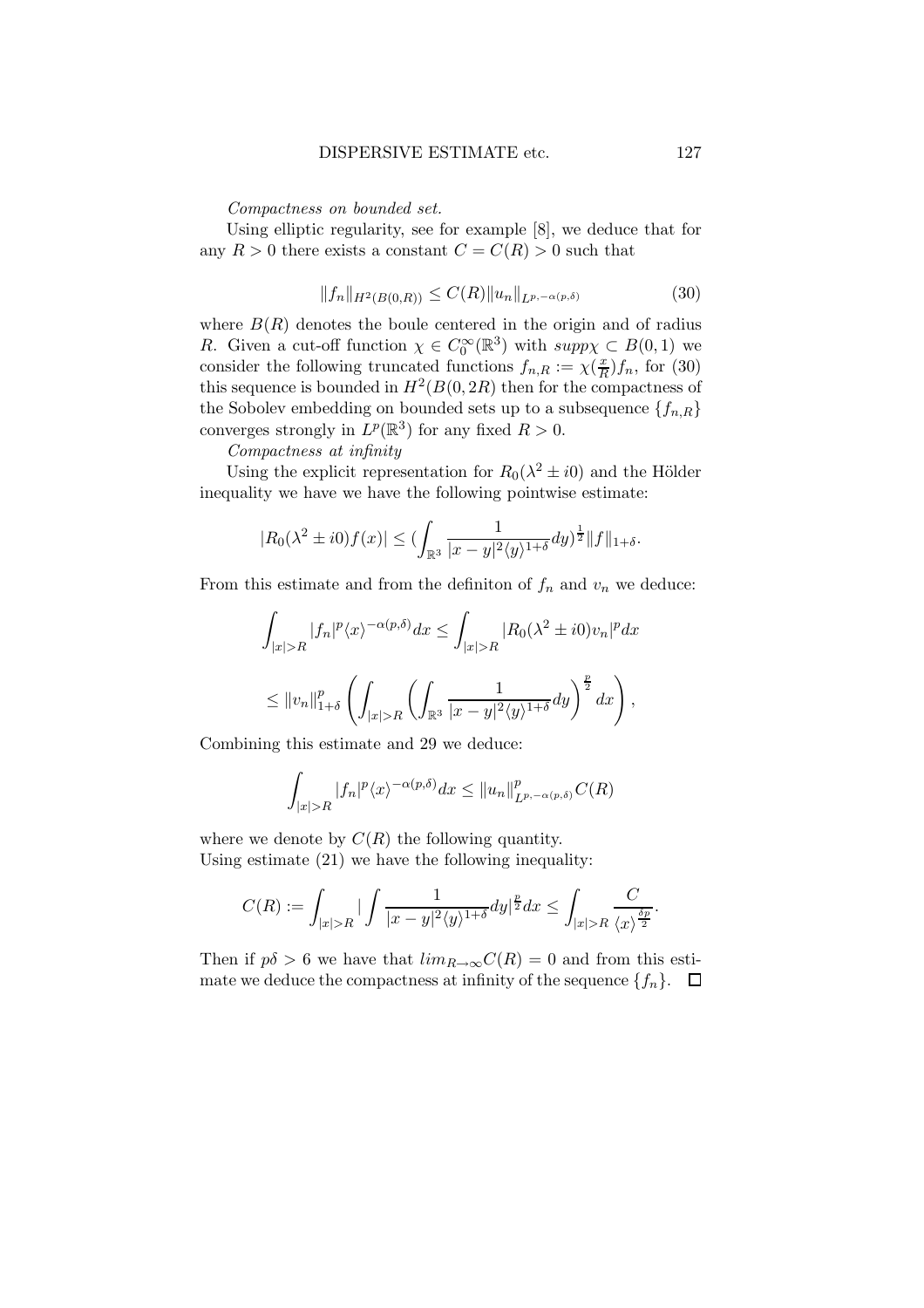*Compactness on bounded set.*

Using elliptic regularity, see for example [8], we deduce that for any $R > 0$ there exists a constant $C = C(R) > 0$ such that

$$\|f_n\|_{H^2(B(0,R))} \leq C(R)\|u_n\|_{L^{p,-\alpha(p,\delta)}} \tag{30}$$

where $B(R)$ denotes the boule centered in the origin and of radius $R$. Given a cut-off function $\chi \in C_0^\infty(\mathbb{R}^3)$ with $supp\chi \subset B(0,1)$ we consider the following truncated functions $f_{n,R} := \chi(\frac{x}{R})f_n$, for (30) this sequence is bounded in $H^2(B(0,2R)$ then for the compactness of the Sobolev embedding on bounded sets up to a subsequence $\{f_{n,R}\}$ converges strongly in $L^p(\mathbb{R}^3)$ for any fixed $R > 0$.

*Compactness at infinity*

Using the explicit representation for $R_0(\lambda^2 \pm i0)$ and the Hölder inequality we have we have the following pointwise estimate:

$$|R_0(\lambda^2 \pm i0)f(x)| \leq (\int_{\mathbb{R}^3} \frac{1}{|x-y|^2\langle y\rangle^{1+\delta}}dy)^{\frac{1}{2}}\|f\|_{1+\delta}.$$

From this estimate and from the definiton of $f_n$ and $v_n$ we deduce:

$$\int_{|x|>R} |f_n|^p \langle x\rangle^{-\alpha(p,\delta)}dx \leq \int_{|x|>R} |R_0(\lambda^2 \pm i0)v_n|^p dx$$

$$\leq \|v_n\|_{1+\delta}^p \left(\int_{|x|>R} \left(\int_{\mathbb{R}^3} \frac{1}{|x-y|^2\langle y\rangle^{1+\delta}}dy\right)^{\frac{p}{2}} dx\right),$$

Combining this estimate and 29 we deduce:

$$\int_{|x|>R} |f_n|^p \langle x\rangle^{-\alpha(p,\delta)}dx \leq \|u_n\|_{L^{p,-\alpha(p,\delta)}}^p C(R)$$

where we denote by $C(R)$ the following quantity.
Using estimate (21) we have the following inequality:

$$C(R) := \int_{|x|>R} |\int \frac{1}{|x-y|^2\langle y\rangle^{1+\delta}}dy|^{\frac{p}{2}}dx \leq \int_{|x|>R} \frac{C}{\langle x\rangle^{\frac{\delta p}{2}}}.$$

Then if $p\delta > 6$ we have that $lim_{R\to\infty}C(R) = 0$ and from this estimate we deduce the compactness at infinity of the sequence $\{f_n\}$. $\square$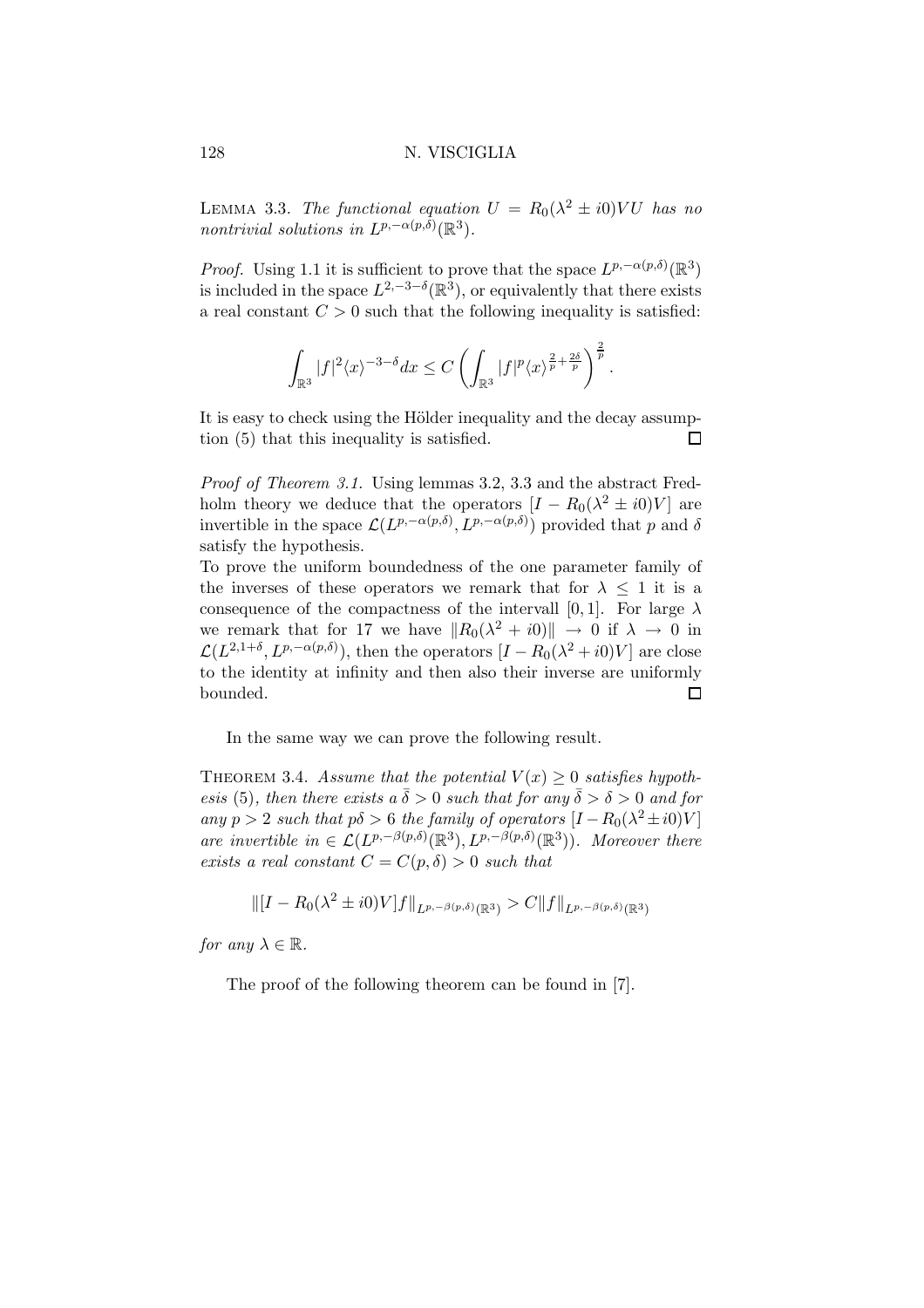LEMMA 3.3. *The functional equation $U = R_0(\lambda^2 \pm i0)VU$ has no nontrivial solutions in $L^{p,-\alpha(p,\delta)}(\mathbb{R}^3)$.*

*Proof.* Using 1.1 it is sufficient to prove that the space $L^{p,-\alpha(p,\delta)}(\mathbb{R}^3)$ is included in the space $L^{2,-3-\delta}(\mathbb{R}^3)$, or equivalently that there exists a real constant $C > 0$ such that the following inequality is satisfied:

$$\int_{\mathbb{R}^3} |f|^2 \langle x \rangle^{-3-\delta} dx \leq C \left( \int_{\mathbb{R}^3} |f|^p \langle x \rangle^{\frac{2}{p} + \frac{2\delta}{p}} \right)^{\frac{2}{p}}.$$

It is easy to check using the Hölder inequality and the decay assumption (5) that this inequality is satisfied. □

*Proof of Theorem 3.1.* Using lemmas 3.2, 3.3 and the abstract Fredholm theory we deduce that the operators $[I - R_0(\lambda^2 \pm i0)V]$ are invertible in the space $\mathcal{L}(L^{p,-\alpha(p,\delta)}, L^{p,-\alpha(p,\delta)})$ provided that $p$ and $\delta$ satisfy the hypothesis.

To prove the uniform boundedness of the one parameter family of the inverses of these operators we remark that for $\lambda \leq 1$ it is a consequence of the compactness of the intervall $[0, 1]$. For large $\lambda$ we remark that for 17 we have $\|R_0(\lambda^2 + i0)\| \to 0$ if $\lambda \to 0$ in $\mathcal{L}(L^{2,1+\delta}, L^{p,-\alpha(p,\delta)})$, then the operators $[I - R_0(\lambda^2 + i0)V]$ are close to the identity at infinity and then also their inverse are uniformly bounded. □

In the same way we can prove the following result.

THEOREM 3.4. *Assume that the potential $V(x) \geq 0$ satisfies hypothesis (5), then there exists a $\bar{\delta} > 0$ such that for any $\bar{\delta} > \delta > 0$ and for any $p > 2$ such that $p\delta > 6$ the family of operators $[I - R_0(\lambda^2 \pm i0)V]$ are invertible in $\in \mathcal{L}(L^{p,-\beta(p,\delta)}(\mathbb{R}^3), L^{p,-\beta(p,\delta)}(\mathbb{R}^3))$. Moreover there exists a real constant $C = C(p, \delta) > 0$ such that*

$$\|[I - R_0(\lambda^2 \pm i0)V]f\|_{L^{p,-\beta(p,\delta)}(\mathbb{R}^3)} > C\|f\|_{L^{p,-\beta(p,\delta)}(\mathbb{R}^3)}$$

*for any $\lambda \in \mathbb{R}$.*

The proof of the following theorem can be found in [7].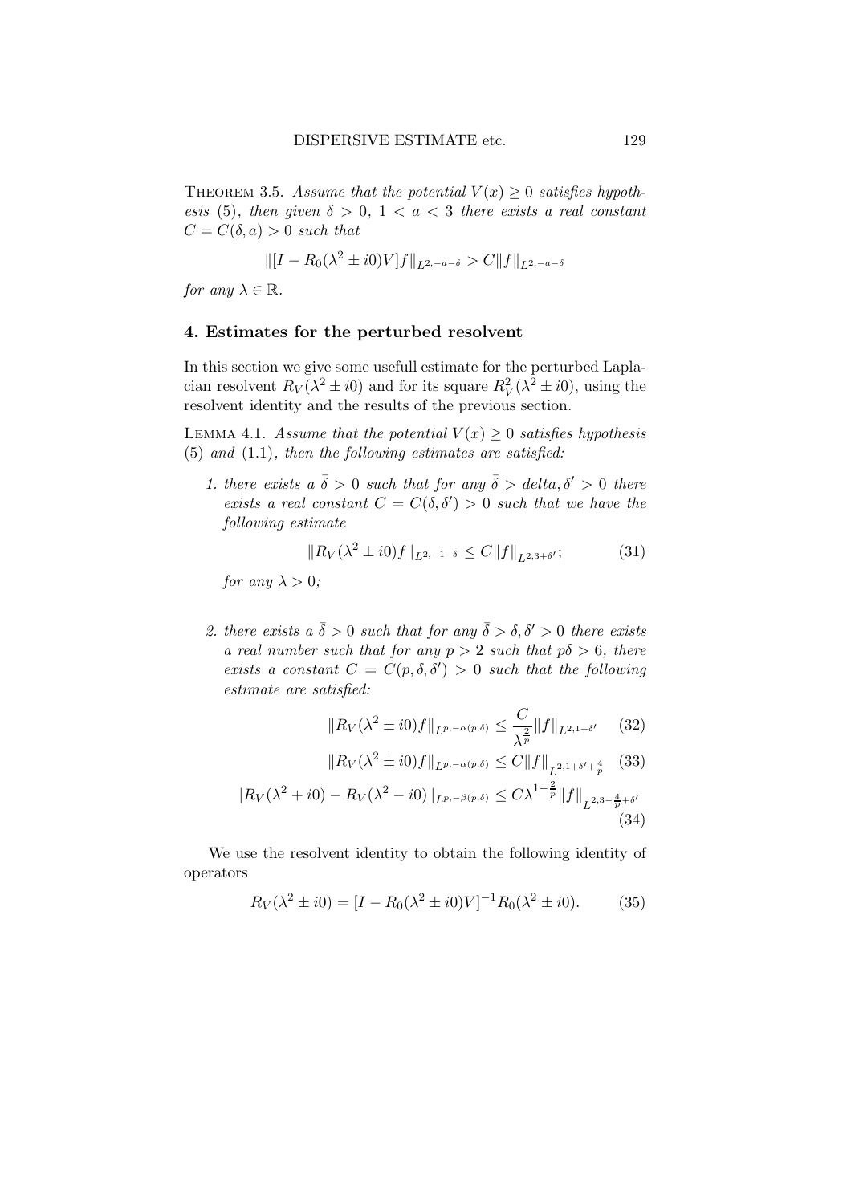THEOREM 3.5. *Assume that the potential $V(x) \geq 0$ satisfies hypothesis* (5)*, then given $\delta > 0$, $1 < a < 3$ there exists a real constant $C = C(\delta, a) > 0$ such that*

$$\|[I - R_0(\lambda^2 \pm i0)V]f\|_{L^{2,-a-\delta}} > C\|f\|_{L^{2,-a-\delta}}$$

*for any $\lambda \in \mathbb{R}$.*

## 4. Estimates for the perturbed resolvent

In this section we give some usefull estimate for the perturbed Laplacian resolvent $R_V(\lambda^2 \pm i0)$ and for its square $R_V^2(\lambda^2 \pm i0)$, using the resolvent identity and the results of the previous section.

LEMMA 4.1. *Assume that the potential $V(x) \geq 0$ satisfies hypothesis* (5) *and* (1.1)*, then the following estimates are satisfied:*

1. *there exists a $\bar{\delta} > 0$ such that for any $\bar{\delta} > delta, \delta' > 0$ there exists a real constant $C = C(\delta, \delta') > 0$ such that we have the following estimate*

$$\|R_V(\lambda^2 \pm i0)f\|_{L^{2,-1-\delta}} \leq C\|f\|_{L^{2,3+\delta'}}; \tag{31}$$

*for any $\lambda > 0$;*

2. *there exists a $\bar{\delta} > 0$ such that for any $\bar{\delta} > \delta, \delta' > 0$ there exists a real number such that for any $p > 2$ such that $p\delta > 6$, there exists a constant $C = C(p, \delta, \delta') > 0$ such that the following estimate are satisfied:*

$$\|R_V(\lambda^2 \pm i0)f\|_{L^{p,-\alpha(p,\delta)}} \leq \frac{C}{\lambda^{\frac{2}{p}}}\|f\|_{L^{2,1+\delta'}} \tag{32}$$

$$\|R_V(\lambda^2 \pm i0)f\|_{L^{p,-\alpha(p,\delta)}} \leq C\|f\|_{L^{2,1+\delta'+\frac{4}{p}}} \tag{33}$$

$$\|R_V(\lambda^2 + i0) - R_V(\lambda^2 - i0)\|_{L^{p,-\beta(p,\delta)}} \leq C\lambda^{1-\frac{2}{p}}\|f\|_{L^{2,3-\frac{4}{p}+\delta'}} \tag{34}$$

We use the resolvent identity to obtain the following identity of operators

$$R_V(\lambda^2 \pm i0) = [I - R_0(\lambda^2 \pm i0)V]^{-1}R_0(\lambda^2 \pm i0). \tag{35}$$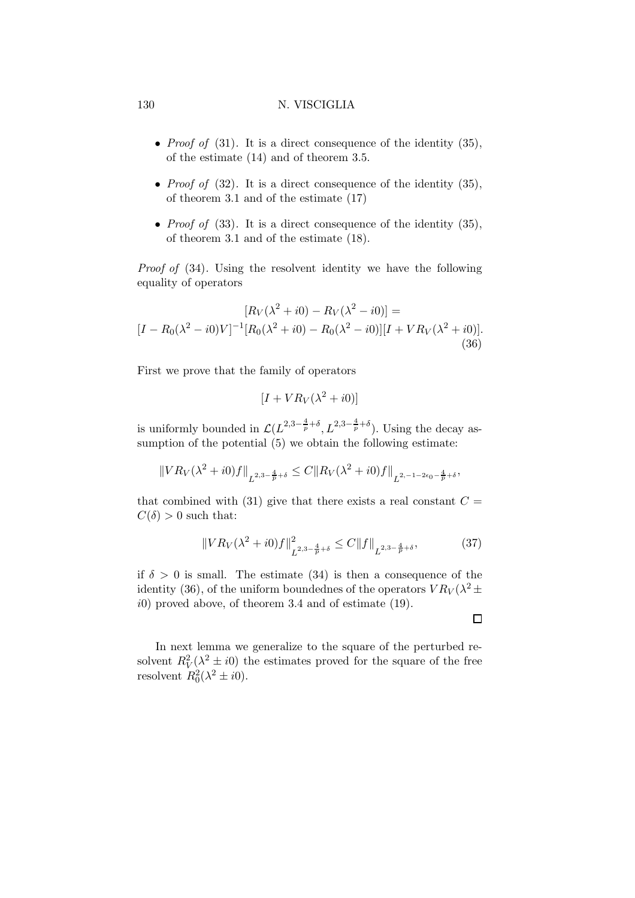- *Proof of* (31). It is a direct consequence of the identity (35), of the estimate (14) and of theorem 3.5.

- *Proof of* (32). It is a direct consequence of the identity (35), of theorem 3.1 and of the estimate (17)

- *Proof of* (33). It is a direct consequence of the identity (35), of theorem 3.1 and of the estimate (18).

*Proof of* (34). Using the resolvent identity we have the following equality of operators

$$[R_V(\lambda^2 + i0) - R_V(\lambda^2 - i0)] =$$
$$[I - R_0(\lambda^2 - i0)V]^{-1}[R_0(\lambda^2 + i0) - R_0(\lambda^2 - i0)][I + VR_V(\lambda^2 + i0)]. \tag{36}$$

First we prove that the family of operators

$$[I + VR_V(\lambda^2 + i0)]$$

is uniformly bounded in $\mathcal{L}(L^{2,3-\frac{4}{p}+\delta}, L^{2,3-\frac{4}{p}+\delta})$. Using the decay assumption of the potential (5) we obtain the following estimate:

$$\|VR_V(\lambda^2 + i0)f\|_{L^{2,3-\frac{4}{p}+\delta}} \leq C\|R_V(\lambda^2 + i0)f\|_{L^{2,-1-2\epsilon_0-\frac{4}{p}+\delta}},$$

that combined with (31) give that there exists a real constant $C = C(\delta) > 0$ such that:

$$\|VR_V(\lambda^2 + i0)f\|^2_{L^{2,3-\frac{4}{p}+\delta}} \leq C\|f\|_{L^{2,3-\frac{4}{p}+\delta}}, \tag{37}$$

if $\delta > 0$ is small. The estimate (34) is then a consequence of the identity (36), of the uniform boundednes of the operators $VR_V(\lambda^2 \pm i0)$ proved above, of theorem 3.4 and of estimate (19).

□

In next lemma we generalize to the square of the perturbed resolvent $R_V^2(\lambda^2 \pm i0)$ the estimates proved for the square of the free resolvent $R_0^2(\lambda^2 \pm i0)$.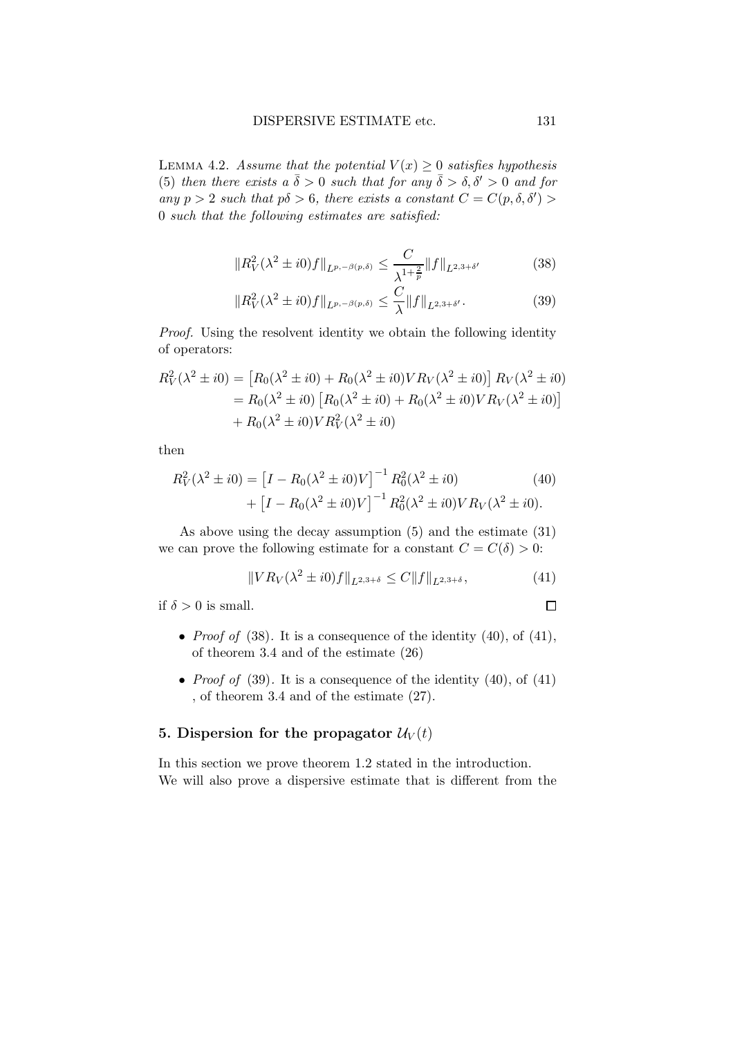LEMMA 4.2. *Assume that the potential $V(x) \geq 0$ satisfies hypothesis* (5) *then there exists a $\bar{\delta} > 0$ such that for any $\bar{\delta} > \delta, \delta' > 0$ and for any $p > 2$ such that $p\delta > 6$, there exists a constant $C = C(p, \delta, \delta') > 0$ such that the following estimates are satisfied:*

$$\|R_V^2(\lambda^2 \pm i0)f\|_{L^{p,-\beta(p,\delta)}} \leq \frac{C}{\lambda^{1+\frac{2}{p}}}\|f\|_{L^{2,3+\delta'}} \tag{38}$$

$$\|R_V^2(\lambda^2 \pm i0)f\|_{L^{p,-\beta(p,\delta)}} \leq \frac{C}{\lambda}\|f\|_{L^{2,3+\delta'}}. \tag{39}$$

*Proof.* Using the resolvent identity we obtain the following identity of operators:

$$\begin{aligned} R_V^2(\lambda^2 \pm i0) &= \left[R_0(\lambda^2 \pm i0) + R_0(\lambda^2 \pm i0)VR_V(\lambda^2 \pm i0)\right] R_V(\lambda^2 \pm i0) \\ &= R_0(\lambda^2 \pm i0)\left[R_0(\lambda^2 \pm i0) + R_0(\lambda^2 \pm i0)VR_V(\lambda^2 \pm i0)\right] \\ &+ R_0(\lambda^2 \pm i0)VR_V^2(\lambda^2 \pm i0) \end{aligned}$$

then

$$\begin{aligned} R_V^2(\lambda^2 \pm i0) &= \left[I - R_0(\lambda^2 \pm i0)V\right]^{-1} R_0^2(\lambda^2 \pm i0) \\ &+ \left[I - R_0(\lambda^2 \pm i0)V\right]^{-1} R_0^2(\lambda^2 \pm i0)VR_V(\lambda^2 \pm i0). \end{aligned} \tag{40}$$

As above using the decay assumption (5) and the estimate (31) we can prove the following estimate for a constant $C = C(\delta) > 0$:

$$\|VR_V(\lambda^2 \pm i0)f\|_{L^{2,3+\delta}} \leq C\|f\|_{L^{2,3+\delta}}, \tag{41}$$

if $\delta > 0$ is small. $\square$

- *Proof of* (38). It is a consequence of the identity (40), of (41), of theorem 3.4 and of the estimate (26)
- *Proof of* (39). It is a consequence of the identity (40), of (41) , of theorem 3.4 and of the estimate (27).

## 5. Dispersion for the propagator $\mathcal{U}_V(t)$

In this section we prove theorem 1.2 stated in the introduction. We will also prove a dispersive estimate that is different from the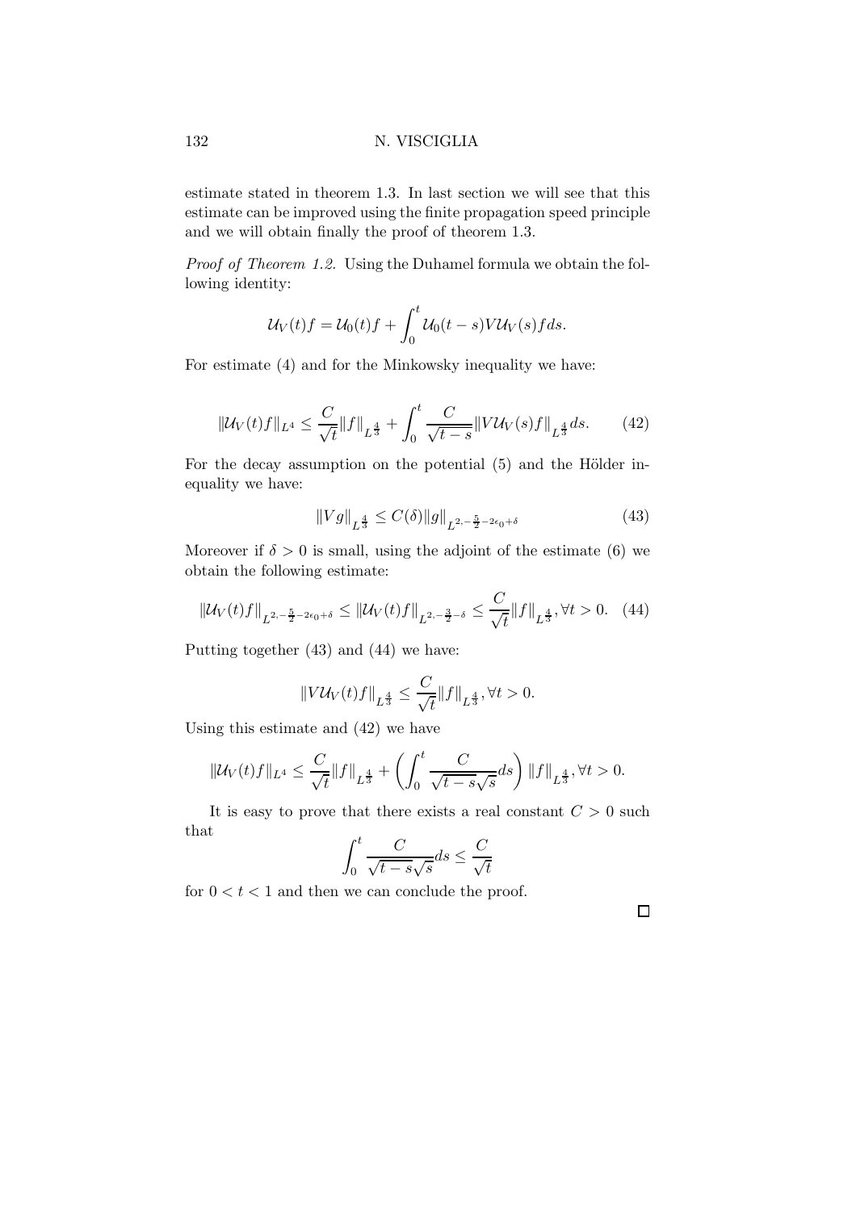estimate stated in theorem 1.3. In last section we will see that this estimate can be improved using the finite propagation speed principle and we will obtain finally the proof of theorem 1.3.

*Proof of Theorem 1.2.* Using the Duhamel formula we obtain the following identity:

$$\mathcal{U}_V(t)f = \mathcal{U}_0(t)f + \int_0^t \mathcal{U}_0(t-s)V\mathcal{U}_V(s)f ds.$$

For estimate (4) and for the Minkowsky inequality we have:

$$\|\mathcal{U}_V(t)f\|_{L^4} \leq \frac{C}{\sqrt{t}}\|f\|_{L^{\frac{4}{3}}} + \int_0^t \frac{C}{\sqrt{t-s}}\|V\mathcal{U}_V(s)f\|_{L^{\frac{4}{3}}} ds. \qquad (42)$$

For the decay assumption on the potential (5) and the Hölder inequality we have:

$$\|Vg\|_{L^{\frac{4}{3}}} \leq C(\delta)\|g\|_{L^{2,-\frac{5}{2}-2\epsilon_0+\delta}} \qquad (43)$$

Moreover if $\delta > 0$ is small, using the adjoint of the estimate (6) we obtain the following estimate:

$$\|\mathcal{U}_V(t)f\|_{L^{2,-\frac{5}{2}-2\epsilon_0+\delta}} \leq \|\mathcal{U}_V(t)f\|_{L^{2,-\frac{3}{2}-\delta}} \leq \frac{C}{\sqrt{t}}\|f\|_{L^{\frac{4}{3}}}, \forall t > 0. \quad (44)$$

Putting together (43) and (44) we have:

$$\|V\mathcal{U}_V(t)f\|_{L^{\frac{4}{3}}} \leq \frac{C}{\sqrt{t}}\|f\|_{L^{\frac{4}{3}}}, \forall t > 0.$$

Using this estimate and (42) we have

$$\|\mathcal{U}_V(t)f\|_{L^4} \leq \frac{C}{\sqrt{t}}\|f\|_{L^{\frac{4}{3}}} + \left(\int_0^t \frac{C}{\sqrt{t-s}\sqrt{s}} ds\right)\|f\|_{L^{\frac{4}{3}}}, \forall t > 0.$$

It is easy to prove that there exists a real constant $C > 0$ such that

$$\int_0^t \frac{C}{\sqrt{t-s}\sqrt{s}} ds \leq \frac{C}{\sqrt{t}}$$

for $0 < t < 1$ and then we can conclude the proof.

□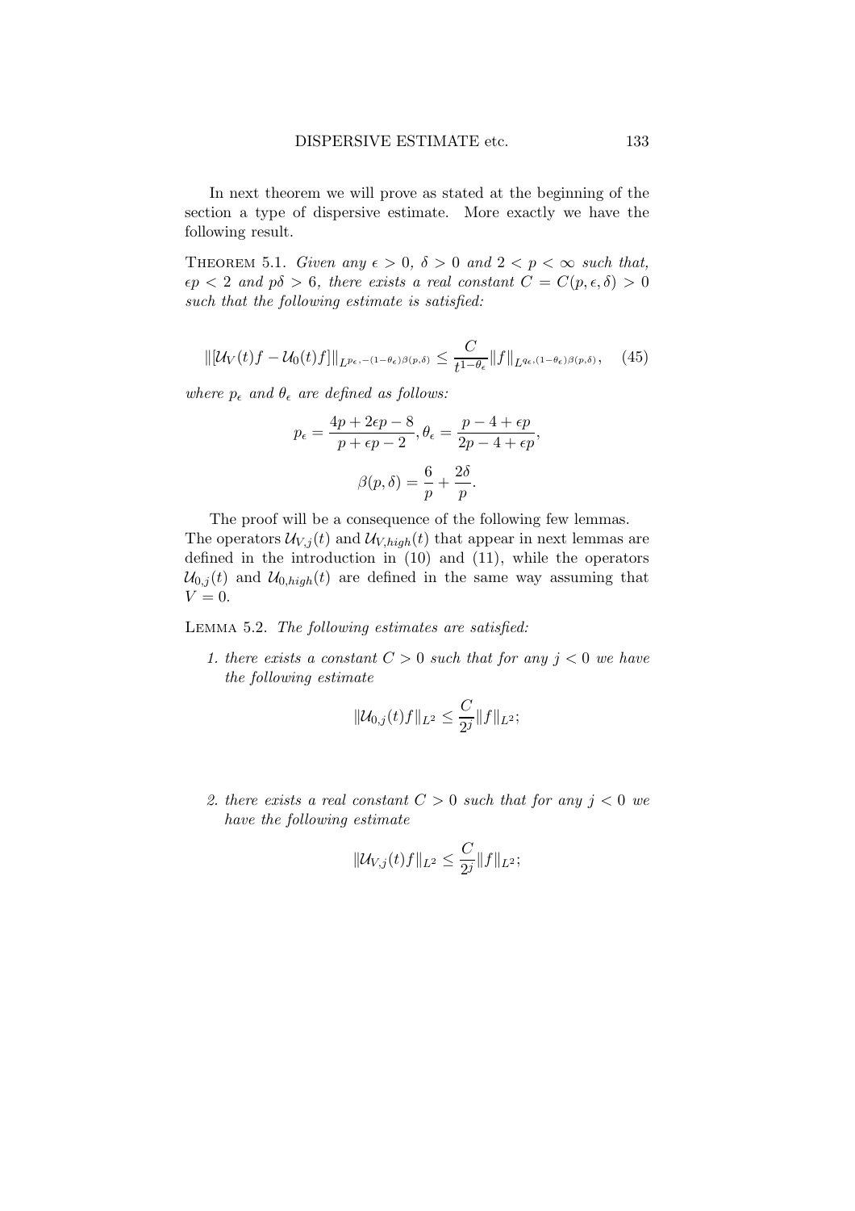In next theorem we will prove as stated at the beginning of the section a type of dispersive estimate. More exactly we have the following result.

Theorem 5.1. *Given any $\epsilon > 0$, $\delta > 0$ and $2 < p < \infty$ such that, $\epsilon p < 2$ and $p\delta > 6$, there exists a real constant $C = C(p, \epsilon, \delta) > 0$ such that the following estimate is satisfied:*

$$\|[\mathcal{U}_V(t)f - \mathcal{U}_0(t)f]\|_{L^{p_\epsilon, -(1-\theta_\epsilon)\beta(p,\delta)}} \leq \frac{C}{t^{1-\theta_\epsilon}} \|f\|_{L^{q_\epsilon, (1-\theta_\epsilon)\beta(p,\delta)}}, \quad (45)$$

*where $p_\epsilon$ and $\theta_\epsilon$ are defined as follows:*

$$p_\epsilon = \frac{4p + 2\epsilon p - 8}{p + \epsilon p - 2}, \theta_\epsilon = \frac{p - 4 + \epsilon p}{2p - 4 + \epsilon p},$$

$$\beta(p, \delta) = \frac{6}{p} + \frac{2\delta}{p}.$$

The proof will be a consequence of the following few lemmas. The operators $\mathcal{U}_{V,j}(t)$ and $\mathcal{U}_{V,high}(t)$ that appear in next lemmas are defined in the introduction in (10) and (11), while the operators $\mathcal{U}_{0,j}(t)$ and $\mathcal{U}_{0,high}(t)$ are defined in the same way assuming that $V = 0$.

Lemma 5.2. *The following estimates are satisfied:*

1. *there exists a constant $C > 0$ such that for any $j < 0$ we have the following estimate*

$$\|\mathcal{U}_{0,j}(t)f\|_{L^2} \leq \frac{C}{2^j} \|f\|_{L^2};$$

2. *there exists a real constant $C > 0$ such that for any $j < 0$ we have the following estimate*

$$\|\mathcal{U}_{V,j}(t)f\|_{L^2} \leq \frac{C}{2^j} \|f\|_{L^2};$$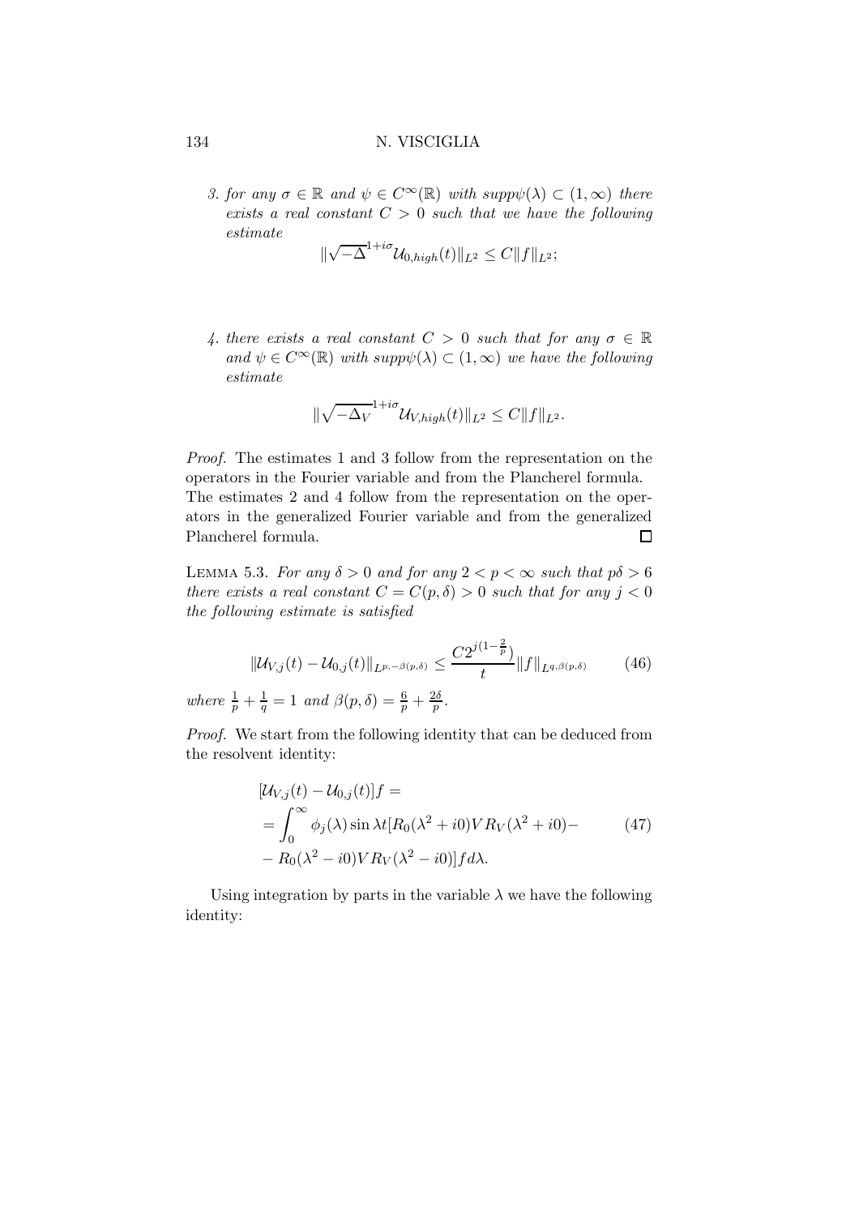3. *for any $\sigma \in \mathbb{R}$ and $\psi \in C^\infty(\mathbb{R})$ with $supp\psi(\lambda) \subset (1, \infty)$ there exists a real constant $C > 0$ such that we have the following estimate*

$$\|\sqrt{-\Delta}^{1+i\sigma}\mathcal{U}_{0,high}(t)\|_{L^2} \leq C\|f\|_{L^2};$$

4. *there exists a real constant $C > 0$ such that for any $\sigma \in \mathbb{R}$ and $\psi \in C^\infty(\mathbb{R})$ with $supp\psi(\lambda) \subset (1, \infty)$ we have the following estimate*

$$\|\sqrt{-\Delta_V}^{1+i\sigma}\mathcal{U}_{V,high}(t)\|_{L^2} \leq C\|f\|_{L^2}.$$

*Proof.* The estimates 1 and 3 follow from the representation on the operators in the Fourier variable and from the Plancherel formula. The estimates 2 and 4 follow from the representation on the operators in the generalized Fourier variable and from the generalized Plancherel formula. □

LEMMA 5.3. *For any $\delta > 0$ and for any $2 < p < \infty$ such that $p\delta > 6$ there exists a real constant $C = C(p, \delta) > 0$ such that for any $j < 0$ the following estimate is satisfied*

$$\|\mathcal{U}_{V,j}(t) - \mathcal{U}_{0,j}(t)\|_{L^{p,-\beta(p,\delta)}} \leq \frac{C2^{j(1-\frac{2}{p})}}{t}\|f\|_{L^{q,\beta(p,\delta)}} \tag{46}$$

*where $\frac{1}{p} + \frac{1}{q} = 1$ and $\beta(p, \delta) = \frac{6}{p} + \frac{2\delta}{p}$.*

*Proof.* We start from the following identity that can be deduced from the resolvent identity:

$$\begin{aligned}
&[\mathcal{U}_{V,j}(t) - \mathcal{U}_{0,j}(t)]f = \\
&= \int_0^\infty \phi_j(\lambda) \sin \lambda t [R_0(\lambda^2 + i0)V R_V(\lambda^2 + i0) - \\
&- R_0(\lambda^2 - i0)V R_V(\lambda^2 - i0)] f d\lambda.
\end{aligned} \tag{47}$$

Using integration by parts in the variable $\lambda$ we have the following identity: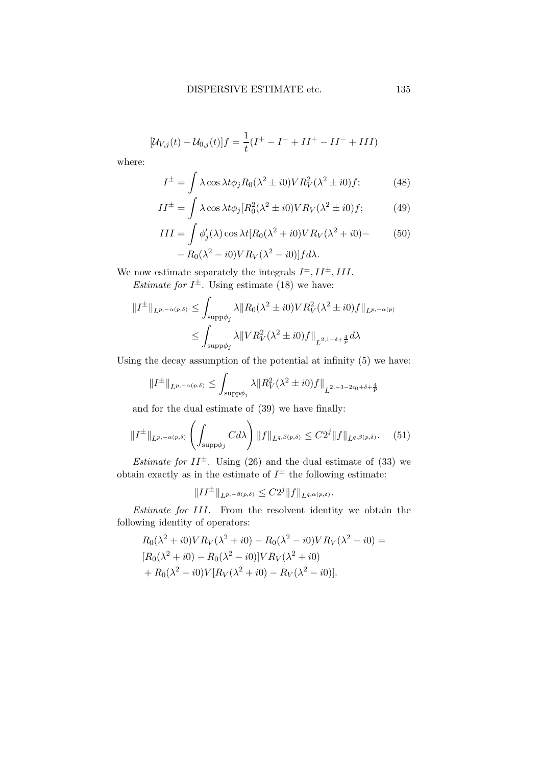$$[\mathcal{U}_{V,j}(t) - \mathcal{U}_{0,j}(t)]f = \frac{1}{t}(I^+ - I^- + II^+ - II^- + III)$$

where:

$$I^{\pm} = \int \lambda \cos \lambda t \phi_j R_0(\lambda^2 \pm i0) V R_V^2(\lambda^2 \pm i0) f; \tag{48}$$

$$II^{\pm} = \int \lambda \cos \lambda t \phi_j [R_0^2(\lambda^2 \pm i0) V R_V(\lambda^2 \pm i0) f; \tag{49}$$

$$\begin{aligned} III = \int \phi_j'(\lambda) \cos \lambda t [R_0(\lambda^2 + i0) V R_V(\lambda^2 + i0) - \\ - R_0(\lambda^2 - i0) V R_V(\lambda^2 - i0)] f d\lambda. \end{aligned} \tag{50}$$

We now estimate separately the integrals $I^{\pm}, II^{\pm}, III$.

*Estimate for* $I^{\pm}$. Using estimate (18) we have:

$$\begin{aligned} \|I^{\pm}\|_{L^{p,-\alpha(p,\delta)}} &\leq \int_{\text{supp}\phi_j} \lambda \|R_0(\lambda^2 \pm i0) V R_V^2(\lambda^2 \pm i0) f\|_{L^{p,-\alpha(p)}} \\ &\leq \int_{\text{supp}\phi_j} \lambda \|V R_V^2(\lambda^2 \pm i0) f\|_{L^{2,1+\delta+\frac{4}{p}}} d\lambda \end{aligned}$$

Using the decay assumption of the potential at infinity (5) we have:

$$\|I^{\pm}\|_{L^{p,-\alpha(p,\delta)}} \leq \int_{\text{supp}\phi_j} \lambda \|R_V^2(\lambda^2 \pm i0) f\|_{L^{2,-3-2\epsilon_0+\delta+\frac{4}{p}}}$$

and for the dual estimate of (39) we have finally:

$$\|I^{\pm}\|_{L^{p,-\alpha(p,\delta)}} \left( \int_{\text{supp}\phi_j} C d\lambda \right) \|f\|_{L^{q,\beta(p,\delta)}} \leq C 2^j \|f\|_{L^{q,\beta(p,\delta)}}. \tag{51}$$

*Estimate for* $II^{\pm}$. Using (26) and the dual estimate of (33) we obtain exactly as in the estimate of $I^{\pm}$ the following estimate:

$$\|II^{\pm}\|_{L^{p,-\beta(p,\delta)}} \leq C 2^j \|f\|_{L^{q,\alpha(p,\delta)}}.$$

*Estimate for* $III$. From the resolvent identity we obtain the following identity of operators:

$$\begin{aligned} &R_0(\lambda^2 + i0) V R_V(\lambda^2 + i0) - R_0(\lambda^2 - i0) V R_V(\lambda^2 - i0) = \\ &[R_0(\lambda^2 + i0) - R_0(\lambda^2 - i0)] V R_V(\lambda^2 + i0) \\ &+ R_0(\lambda^2 - i0) V [R_V(\lambda^2 + i0) - R_V(\lambda^2 - i0)]. \end{aligned}$$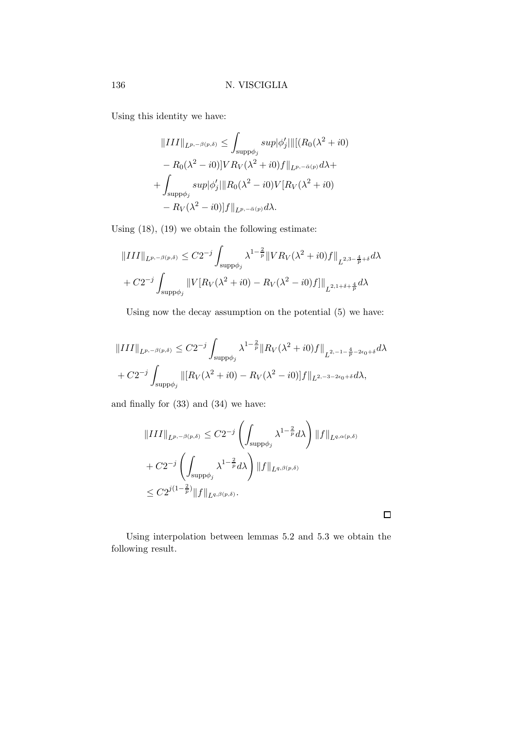Using this identity we have:

$$
\begin{aligned}
\|III\|_{L^{p,-\beta(p,\delta)}} \leq & \int_{\text{supp}\phi_j} sup|\phi_j'| \|[(R_0(\lambda^2 + i0) \\
& - R_0(\lambda^2 - i0)] V R_V(\lambda^2 + i0) f\|_{L^{p,-\bar{\alpha}(p)}} d\lambda + \\
+ & \int_{\text{supp}\phi_j} sup|\phi_j'| \|R_0(\lambda^2 - i0) V [R_V(\lambda^2 + i0) \\
& - R_V(\lambda^2 - i0)] f\|_{L^{p,-\bar{\alpha}(p)}} d\lambda.
\end{aligned}
$$

Using (18), (19) we obtain the following estimate:

$$
\begin{aligned}
\|III\|_{L^{p,-\beta(p,\delta)}} \leq & C2^{-j} \int_{\text{supp}\phi_j} \lambda^{1-\frac{2}{p}} \|V R_V(\lambda^2 + i0) f\|_{L^{2,3-\frac{4}{p}+\delta}} d\lambda \\
+ & C2^{-j} \int_{\text{supp}\phi_j} \|V[R_V(\lambda^2 + i0) - R_V(\lambda^2 - i0) f]\|_{L^{2,1+\delta+\frac{4}{p}}} d\lambda
\end{aligned}
$$

Using now the decay assumption on the potential (5) we have:

$$
\begin{aligned}
\|III\|_{L^{p,-\beta(p,\delta)}} \leq & C2^{-j} \int_{\text{supp}\phi_j} \lambda^{1-\frac{2}{p}} \|R_V(\lambda^2 + i0) f\|_{L^{2,-1-\frac{4}{p}-2\epsilon_0+\delta}} d\lambda \\
+ & C2^{-j} \int_{\text{supp}\phi_j} \|[R_V(\lambda^2 + i0) - R_V(\lambda^2 - i0)] f\|_{L^{2,-3-2\epsilon_0+\delta}} d\lambda,
\end{aligned}
$$

and finally for (33) and (34) we have:

$$
\begin{aligned}
\|III\|_{L^{p,-\beta(p,\delta)}} \leq & C2^{-j} \left( \int_{\text{supp}\phi_j} \lambda^{1-\frac{2}{p}} d\lambda \right) \|f\|_{L^{q,\alpha(p,\delta)}} \\
+ & C2^{-j} \left( \int_{\text{supp}\phi_j} \lambda^{1-\frac{2}{p}} d\lambda \right) \|f\|_{L^{q,\beta(p,\delta)}} \\
\leq & C2^{j(1-\frac{2}{p})} \|f\|_{L^{q,\beta(p,\delta)}}.
\end{aligned}
$$

□

Using interpolation between lemmas 5.2 and 5.3 we obtain the following result.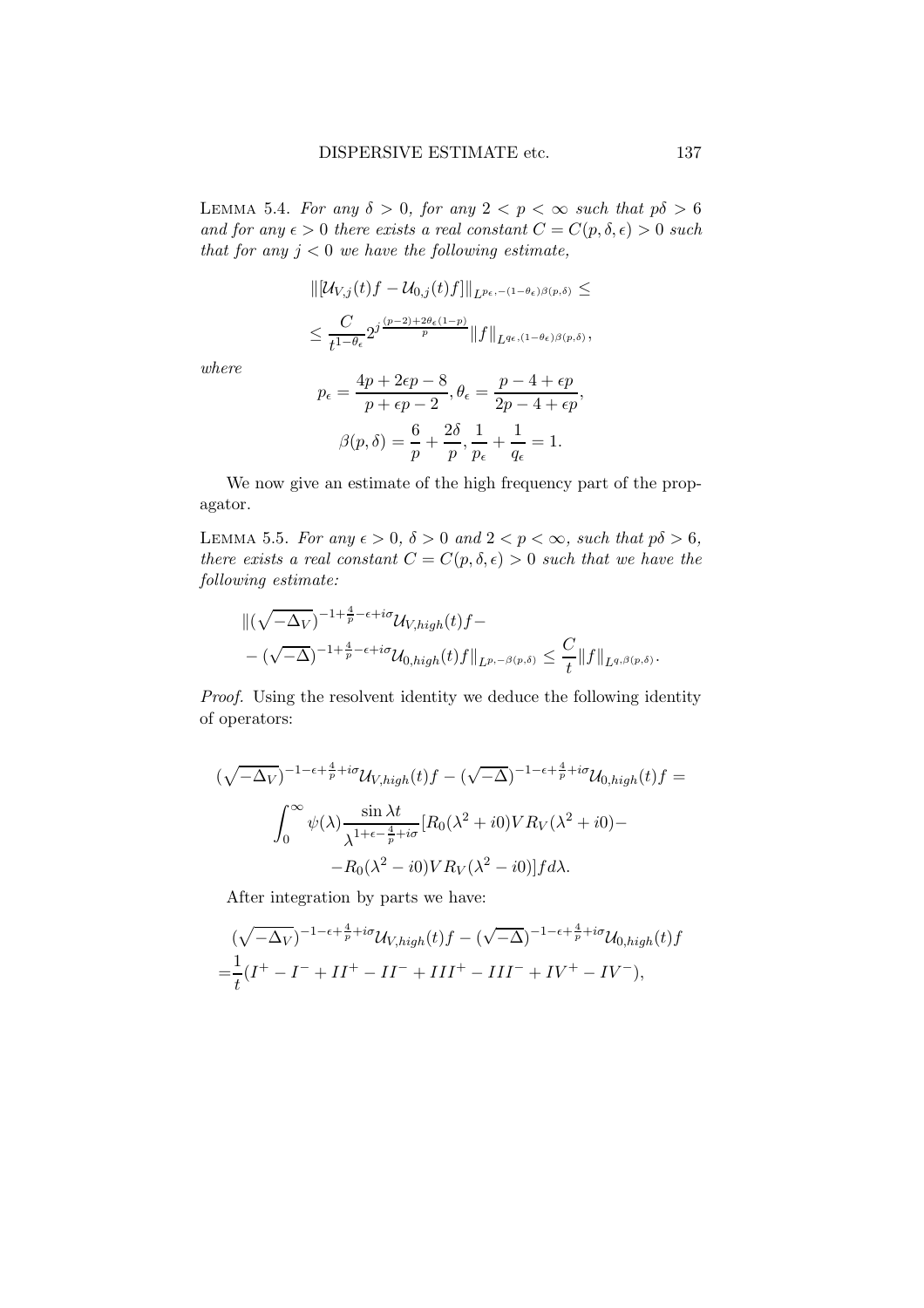Lemma 5.4. *For any $\delta > 0$, for any $2 < p < \infty$ such that $p\delta > 6$ and for any $\epsilon > 0$ there exists a real constant $C = C(p, \delta, \epsilon) > 0$ such that for any $j < 0$ we have the following estimate,*

$$\|[\mathcal{U}_{V,j}(t)f - \mathcal{U}_{0,j}(t)f]\|_{L^{p_\epsilon, -(1-\theta_\epsilon)\beta(p,\delta)}} \leq$$

$$\leq \frac{C}{t^{1-\theta_\epsilon}} 2^{j\frac{(p-2)+2\theta_\epsilon(1-p)}{p}} \|f\|_{L^{q_\epsilon, (1-\theta_\epsilon)\beta(p,\delta)}},$$

*where*

$$p_\epsilon = \frac{4p + 2\epsilon p - 8}{p + \epsilon p - 2}, \theta_\epsilon = \frac{p - 4 + \epsilon p}{2p - 4 + \epsilon p},$$

$$\beta(p, \delta) = \frac{6}{p} + \frac{2\delta}{p}, \frac{1}{p_\epsilon} + \frac{1}{q_\epsilon} = 1.$$

We now give an estimate of the high frequency part of the propagator.

Lemma 5.5. *For any $\epsilon > 0$, $\delta > 0$ and $2 < p < \infty$, such that $p\delta > 6$, there exists a real constant $C = C(p, \delta, \epsilon) > 0$ such that we have the following estimate:*

$$\|(\sqrt{-\Delta_V})^{-1+\frac{4}{p}-\epsilon+i\sigma} \mathcal{U}_{V,high}(t)f -$$
$$- (\sqrt{-\Delta})^{-1+\frac{4}{p}-\epsilon+i\sigma} \mathcal{U}_{0,high}(t)f\|_{L^{p,-\beta(p,\delta)}} \leq \frac{C}{t} \|f\|_{L^{q,\beta(p,\delta)}}.$$

*Proof.* Using the resolvent identity we deduce the following identity of operators:

$$(\sqrt{-\Delta_V})^{-1-\epsilon+\frac{4}{p}+i\sigma} \mathcal{U}_{V,high}(t)f - (\sqrt{-\Delta})^{-1-\epsilon+\frac{4}{p}+i\sigma} \mathcal{U}_{0,high}(t)f =$$
$$\int_0^\infty \psi(\lambda) \frac{\sin \lambda t}{\lambda^{1+\epsilon-\frac{4}{p}+i\sigma}} [R_0(\lambda^2 + i0) V R_V(\lambda^2 + i0) -$$
$$- R_0(\lambda^2 - i0) V R_V(\lambda^2 - i0)] f d\lambda.$$

After integration by parts we have:

$$(\sqrt{-\Delta_V})^{-1-\epsilon+\frac{4}{p}+i\sigma} \mathcal{U}_{V,high}(t)f - (\sqrt{-\Delta})^{-1-\epsilon+\frac{4}{p}+i\sigma} \mathcal{U}_{0,high}(t)f$$
$$= \frac{1}{t}(I^+ - I^- + II^+ - II^- + III^+ - III^- + IV^+ - IV^-),$$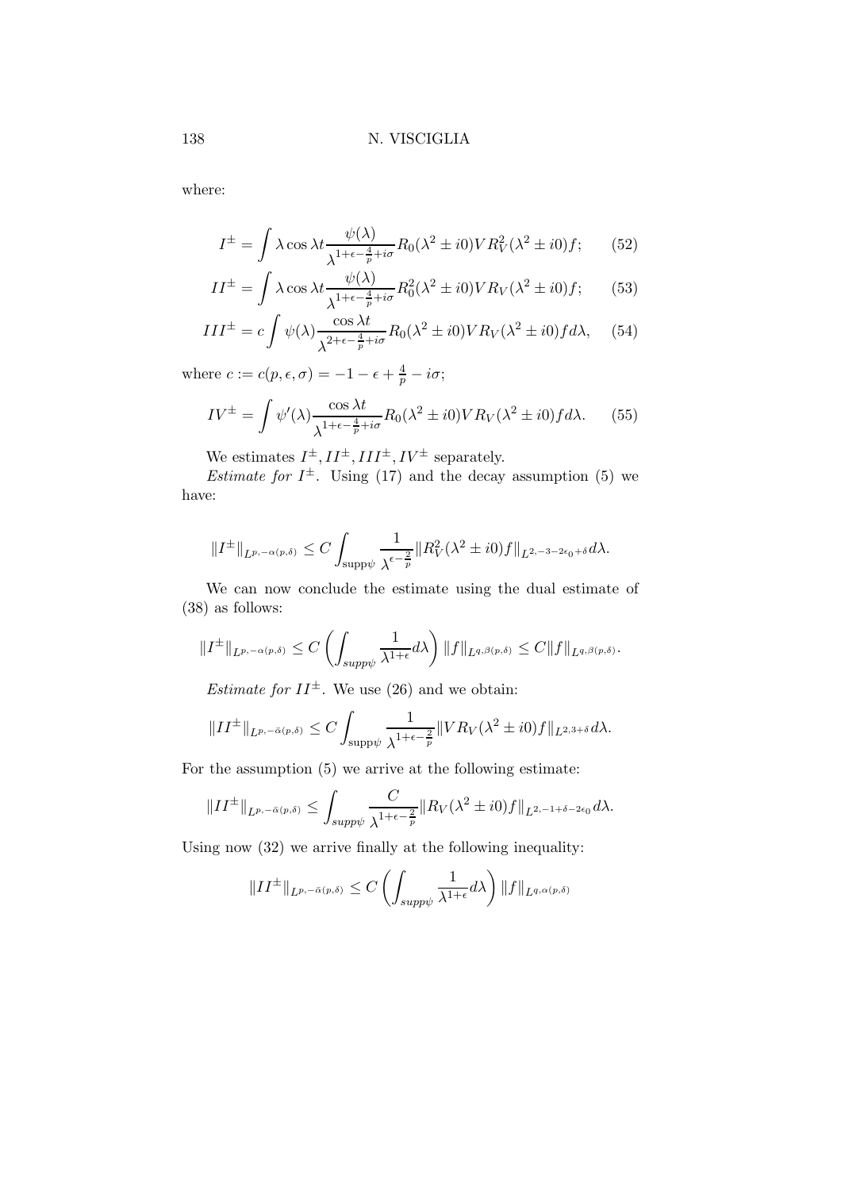where:

$$I^{\pm} = \int \lambda \cos \lambda t \frac{\psi(\lambda)}{\lambda^{1+\epsilon-\frac{4}{p}+i\sigma}} R_0(\lambda^2 \pm i0) V R_V^2(\lambda^2 \pm i0) f; \qquad (52)$$

$$II^{\pm} = \int \lambda \cos \lambda t \frac{\psi(\lambda)}{\lambda^{1+\epsilon-\frac{4}{p}+i\sigma}} R_0^2(\lambda^2 \pm i0) V R_V(\lambda^2 \pm i0) f; \qquad (53)$$

$$III^{\pm} = c \int \psi(\lambda) \frac{\cos \lambda t}{\lambda^{2+\epsilon-\frac{4}{p}+i\sigma}} R_0(\lambda^2 \pm i0) V R_V(\lambda^2 \pm i0) f d\lambda, \qquad (54)$$

where $c := c(p, \epsilon, \sigma) = -1 - \epsilon + \frac{4}{p} - i\sigma$;

$$IV^{\pm} = \int \psi'(\lambda) \frac{\cos \lambda t}{\lambda^{1+\epsilon-\frac{4}{p}+i\sigma}} R_0(\lambda^2 \pm i0) V R_V(\lambda^2 \pm i0) f d\lambda. \qquad (55)$$

We estimates $I^{\pm}, II^{\pm}, III^{\pm}, IV^{\pm}$ separately.

*Estimate for* $I^{\pm}$. Using (17) and the decay assumption (5) we have:

$$\|I^{\pm}\|_{L^{p,-\alpha(p,\delta)}} \leq C \int_{\text{supp}\psi} \frac{1}{\lambda^{\epsilon-\frac{2}{p}}} \|R_V^2(\lambda^2 \pm i0) f\|_{L^{2,-3-2\epsilon_0+\delta}} d\lambda.$$

We can now conclude the estimate using the dual estimate of (38) as follows:

$$\|I^{\pm}\|_{L^{p,-\alpha(p,\delta)}} \leq C \left( \int_{supp\psi} \frac{1}{\lambda^{1+\epsilon}} d\lambda \right) \|f\|_{L^{q,\beta(p,\delta)}} \leq C \|f\|_{L^{q,\beta(p,\delta)}}.$$

*Estimate for* $II^{\pm}$. We use (26) and we obtain:

$$\|II^{\pm}\|_{L^{p,-\bar{\alpha}(p,\delta)}} \leq C \int_{\text{supp}\psi} \frac{1}{\lambda^{1+\epsilon-\frac{2}{p}}} \|V R_V(\lambda^2 \pm i0) f\|_{L^{2,3+\delta}} d\lambda.$$

For the assumption (5) we arrive at the following estimate:

$$\|II^{\pm}\|_{L^{p,-\bar{\alpha}(p,\delta)}} \leq \int_{supp\psi} \frac{C}{\lambda^{1+\epsilon-\frac{2}{p}}} \|R_V(\lambda^2 \pm i0) f\|_{L^{2,-1+\delta-2\epsilon_0}} d\lambda.$$

Using now (32) we arrive finally at the following inequality:

$$\|II^{\pm}\|_{L^{p,-\bar{\alpha}(p,\delta)}} \leq C \left( \int_{supp\psi} \frac{1}{\lambda^{1+\epsilon}} d\lambda \right) \|f\|_{L^{q,\alpha(p,\delta)}}$$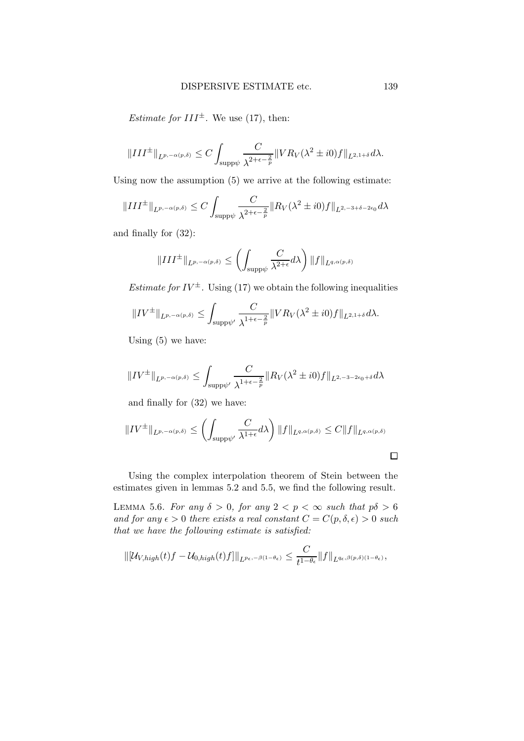*Estimate for $III^{\pm}$*. We use (17), then:

$$\|III^{\pm}\|_{L^{p,-\alpha(p,\delta)}} \leq C \int_{\text{supp}\psi} \frac{C}{\lambda^{2+\epsilon-\frac{2}{p}}} \|VR_V(\lambda^2 \pm i0)f\|_{L^{2,1+\delta}} d\lambda.$$

Using now the assumption (5) we arrive at the following estimate:

$$\|III^{\pm}\|_{L^{p,-\alpha(p,\delta)}} \leq C \int_{\text{supp}\psi} \frac{C}{\lambda^{2+\epsilon-\frac{2}{p}}} \|R_V(\lambda^2 \pm i0)f\|_{L^{2,-3+\delta-2\epsilon_0}} d\lambda$$

and finally for (32):

$$\|III^{\pm}\|_{L^{p,-\alpha(p,\delta)}} \leq \left( \int_{\text{supp}\psi} \frac{C}{\lambda^{2+\epsilon}} d\lambda \right) \|f\|_{L^{q,\alpha(p,\delta)}}$$

*Estimate for $IV^{\pm}$*. Using (17) we obtain the following inequalities

$$\|IV^{\pm}\|_{L^{p,-\alpha(p,\delta)}} \leq \int_{\text{supp}\psi'} \frac{C}{\lambda^{1+\epsilon-\frac{2}{p}}} \|VR_V(\lambda^2 \pm i0)f\|_{L^{2,1+\delta}} d\lambda.$$

Using (5) we have:

$$\|IV^{\pm}\|_{L^{p,-\alpha(p,\delta)}} \leq \int_{\text{supp}\psi'} \frac{C}{\lambda^{1+\epsilon-\frac{2}{p}}} \|R_V(\lambda^2 \pm i0)f\|_{L^{2,-3-2\epsilon_0+\delta}} d\lambda$$

and finally for (32) we have:

$$\|IV^{\pm}\|_{L^{p,-\alpha(p,\delta)}} \leq \left( \int_{\text{supp}\psi'} \frac{C}{\lambda^{1+\epsilon}} d\lambda \right) \|f\|_{L^{q,\alpha(p,\delta)}} \leq C\|f\|_{L^{q,\alpha(p,\delta)}}$$

□

Using the complex interpolation theorem of Stein between the estimates given in lemmas 5.2 and 5.5, we find the following result.

LEMMA 5.6. *For any $\delta > 0$, for any $2 < p < \infty$ such that $p\delta > 6$ and for any $\epsilon > 0$ there exists a real constant $C = C(p, \delta, \epsilon) > 0$ such that we have the following estimate is satisfied:*

$$\|[\mathcal{U}_{V,high}(t)f - \mathcal{U}_{0,high}(t)f]\|_{L^{p_\epsilon,-\beta(1-\theta_\epsilon)}} \leq \frac{C}{t^{1-\theta_\epsilon}} \|f\|_{L^{q_\epsilon,\beta(p,\delta)(1-\theta_\epsilon)}},$$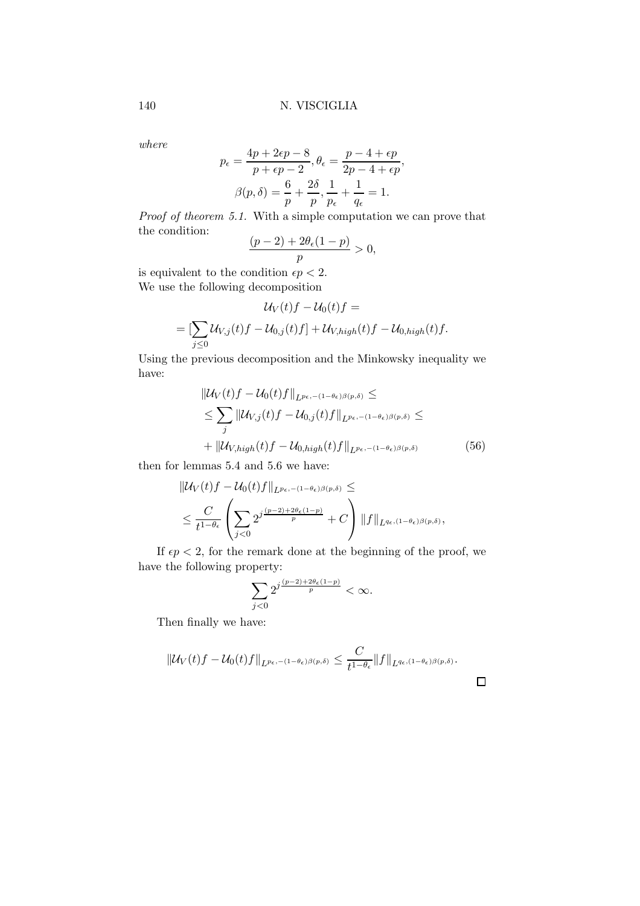*where*

$$p_\epsilon = \frac{4p + 2\epsilon p - 8}{p + \epsilon p - 2}, \theta_\epsilon = \frac{p - 4 + \epsilon p}{2p - 4 + \epsilon p},$$

$$\beta(p, \delta) = \frac{6}{p} + \frac{2\delta}{p}, \frac{1}{p_\epsilon} + \frac{1}{q_\epsilon} = 1.$$

*Proof of theorem 5.1.* With a simple computation we can prove that the condition:

$$\frac{(p-2) + 2\theta_\epsilon(1-p)}{p} > 0,$$

is equivalent to the condition $\epsilon p < 2$.
We use the following decomposition

$$\mathcal{U}_V(t)f - \mathcal{U}_0(t)f =$$

$$= [\sum_{j \leq 0} \mathcal{U}_{V,j}(t)f - \mathcal{U}_{0,j}(t)f] + \mathcal{U}_{V,high}(t)f - \mathcal{U}_{0,high}(t)f.$$

Using the previous decomposition and the Minkowsky inequality we have:

$$\begin{aligned}
&\|\mathcal{U}_V(t)f - \mathcal{U}_0(t)f\|_{L^{p_\epsilon,-(1-\theta_\epsilon)\beta(p,\delta)}} \leq \\
&\leq \sum_j \|\mathcal{U}_{V,j}(t)f - \mathcal{U}_{0,j}(t)f\|_{L^{p_\epsilon,-(1-\theta_\epsilon)\beta(p,\delta)}} \leq \\
&+ \|\mathcal{U}_{V,high}(t)f - \mathcal{U}_{0,high}(t)f\|_{L^{p_\epsilon,-(1-\theta_\epsilon)\beta(p,\delta)}} \qquad (56)
\end{aligned}$$

then for lemmas 5.4 and 5.6 we have:

$$\begin{aligned}
&\|\mathcal{U}_V(t)f - \mathcal{U}_0(t)f\|_{L^{p_\epsilon,-(1-\theta_\epsilon)\beta(p,\delta)}} \leq \\
&\leq \frac{C}{t^{1-\theta_\epsilon}} \left( \sum_{j<0} 2^{j\frac{(p-2)+2\theta_\epsilon(1-p)}{p}} + C \right) \|f\|_{L^{q_\epsilon,(1-\theta_\epsilon)\beta(p,\delta)}},
\end{aligned}$$

If $\epsilon p < 2$, for the remark done at the beginning of the proof, we have the following property:

$$\sum_{j<0} 2^{j\frac{(p-2)+2\theta_\epsilon(1-p)}{p}} < \infty.$$

Then finally we have:

$$\|\mathcal{U}_V(t)f - \mathcal{U}_0(t)f\|_{L^{p_\epsilon,-(1-\theta_\epsilon)\beta(p,\delta)}} \leq \frac{C}{t^{1-\theta_\epsilon}} \|f\|_{L^{q_\epsilon,(1-\theta_\epsilon)\beta(p,\delta)}}.$$

□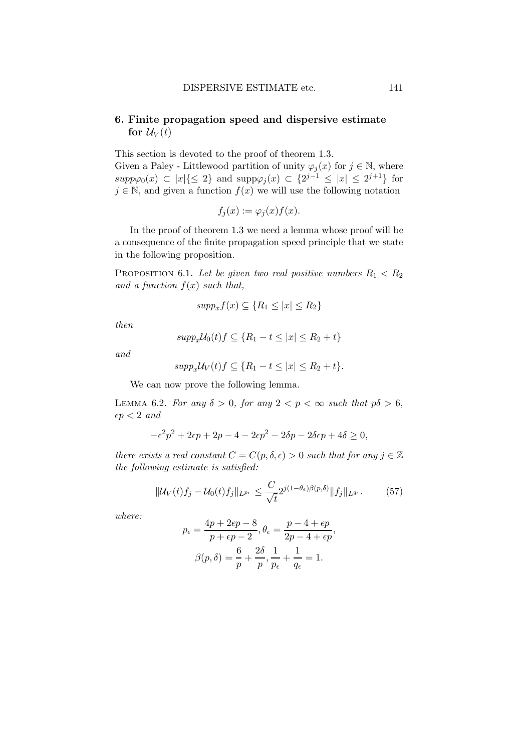## 6. Finite propagation speed and dispersive estimate for $\mathcal{U}_V(t)$

This section is devoted to the proof of theorem 1.3.
Given a Paley - Littlewood partition of unity $\varphi_j(x)$ for $j \in \mathbb{N}$, where $supp\varphi_0(x) \subset |x|\{\leq 2\}$ and $\text{supp}\varphi_j(x) \subset \{2^{j-1} \leq |x| \leq 2^{j+1}\}$ for $j \in \mathbb{N}$, and given a function $f(x)$ we will use the following notation

$$f_j(x) := \varphi_j(x) f(x).$$

In the proof of theorem 1.3 we need a lemma whose proof will be a consequence of the finite propagation speed principle that we state in the following proposition.

Proposition 6.1. *Let be given two real positive numbers $R_1 < R_2$ and a function $f(x)$ such that,*

$$supp_x f(x) \subseteq \{R_1 \leq |x| \leq R_2\}$$

*then*

$$supp_x \mathcal{U}_0(t) f \subseteq \{R_1 - t \leq |x| \leq R_2 + t\}$$

*and*

$$supp_x \mathcal{U}_V(t) f \subseteq \{R_1 - t \leq |x| \leq R_2 + t\}.$$

We can now prove the following lemma.

Lemma 6.2. *For any $\delta > 0$, for any $2 < p < \infty$ such that $p\delta > 6$, $\epsilon p < 2$ and*

$$-\epsilon^2 p^2 + 2\epsilon p + 2p - 4 - 2\epsilon p^2 - 2\delta p - 2\delta\epsilon p + 4\delta \geq 0,$$

*there exists a real constant $C = C(p, \delta, \epsilon) > 0$ such that for any $j \in \mathbb{Z}$ the following estimate is satisfied:*

$$\|\mathcal{U}_V(t) f_j - \mathcal{U}_0(t) f_j\|_{L^{p_\epsilon}} \leq \frac{C}{\sqrt{t}} 2^{j(1-\theta_\epsilon)\beta(p,\delta)} \|f_j\|_{L^{q_\epsilon}}. \tag{57}$$

*where:*

$$p_\epsilon = \frac{4p + 2\epsilon p - 8}{p + \epsilon p - 2}, \theta_\epsilon = \frac{p - 4 + \epsilon p}{2p - 4 + \epsilon p},$$

$$\beta(p, \delta) = \frac{6}{p} + \frac{2\delta}{p}, \frac{1}{p_\epsilon} + \frac{1}{q_\epsilon} = 1.$$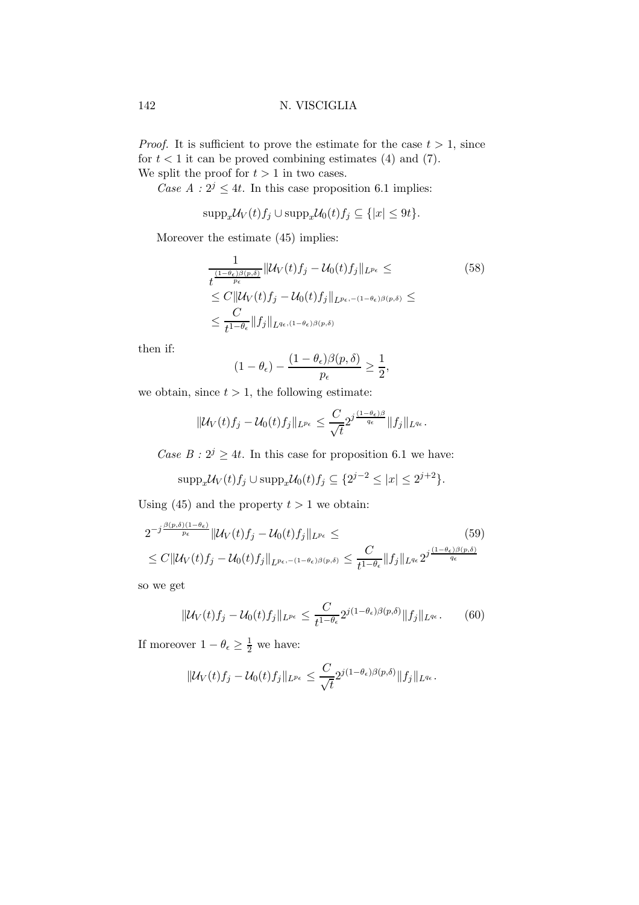*Proof.* It is sufficient to prove the estimate for the case $t > 1$, since for $t < 1$ it can be proved combining estimates (4) and (7).
We split the proof for $t > 1$ in two cases.

*Case A* : $2^j \leq 4t$. In this case proposition 6.1 implies:

$$\text{supp}_x \mathcal{U}_V(t) f_j \cup \text{supp}_x \mathcal{U}_0(t) f_j \subseteq \{|x| \leq 9t\}.$$

Moreover the estimate (45) implies:

$$\begin{aligned}
&\frac{1}{t^{\frac{(1-\theta_\epsilon)\beta(p,\delta)}{p_\epsilon}}} \|\mathcal{U}_V(t) f_j - \mathcal{U}_0(t) f_j\|_{L^{p_\epsilon}} \leq \\
&\leq C \|\mathcal{U}_V(t) f_j - \mathcal{U}_0(t) f_j\|_{L^{p_\epsilon, -(1-\theta_\epsilon)\beta(p,\delta)}} \leq \\
&\leq \frac{C}{t^{1-\theta_\epsilon}} \|f_j\|_{L^{q_\epsilon, (1-\theta_\epsilon)\beta(p,\delta)}}
\end{aligned} \tag{58}$$

then if:

$$(1 - \theta_\epsilon) - \frac{(1-\theta_\epsilon)\beta(p,\delta)}{p_\epsilon} \geq \frac{1}{2},$$

we obtain, since $t > 1$, the following estimate:

$$\|\mathcal{U}_V(t) f_j - \mathcal{U}_0(t) f_j\|_{L^{p_\epsilon}} \leq \frac{C}{\sqrt{t}} 2^{j\frac{(1-\theta_\epsilon)\beta}{q_\epsilon}} \|f_j\|_{L^{q_\epsilon}}.$$

*Case B* : $2^j \geq 4t$. In this case for proposition 6.1 we have:

$$\text{supp}_x \mathcal{U}_V(t) f_j \cup \text{supp}_x \mathcal{U}_0(t) f_j \subseteq \{2^{j-2} \leq |x| \leq 2^{j+2}\}.$$

Using (45) and the property $t > 1$ we obtain:

$$\begin{aligned}
&2^{-j\frac{\beta(p,\delta)(1-\theta_\epsilon)}{p_\epsilon}} \|\mathcal{U}_V(t) f_j - \mathcal{U}_0(t) f_j\|_{L^{p_\epsilon}} \leq \\
&\leq C \|\mathcal{U}_V(t) f_j - \mathcal{U}_0(t) f_j\|_{L^{p_\epsilon, -(1-\theta_\epsilon)\beta(p,\delta)}} \leq \frac{C}{t^{1-\theta_\epsilon}} \|f_j\|_{L^{q_\epsilon}} 2^{j\frac{(1-\theta_\epsilon)\beta(p,\delta)}{q_\epsilon}}
\end{aligned} \tag{59}$$

so we get

$$\|\mathcal{U}_V(t) f_j - \mathcal{U}_0(t) f_j\|_{L^{p_\epsilon}} \leq \frac{C}{t^{1-\theta_\epsilon}} 2^{j(1-\theta_\epsilon)\beta(p,\delta)} \|f_j\|_{L^{q_\epsilon}}. \tag{60}$$

If moreover $1 - \theta_\epsilon \geq \frac{1}{2}$ we have:

$$\|\mathcal{U}_V(t) f_j - \mathcal{U}_0(t) f_j\|_{L^{p_\epsilon}} \leq \frac{C}{\sqrt{t}} 2^{j(1-\theta_\epsilon)\beta(p,\delta)} \|f_j\|_{L^{q_\epsilon}}.$$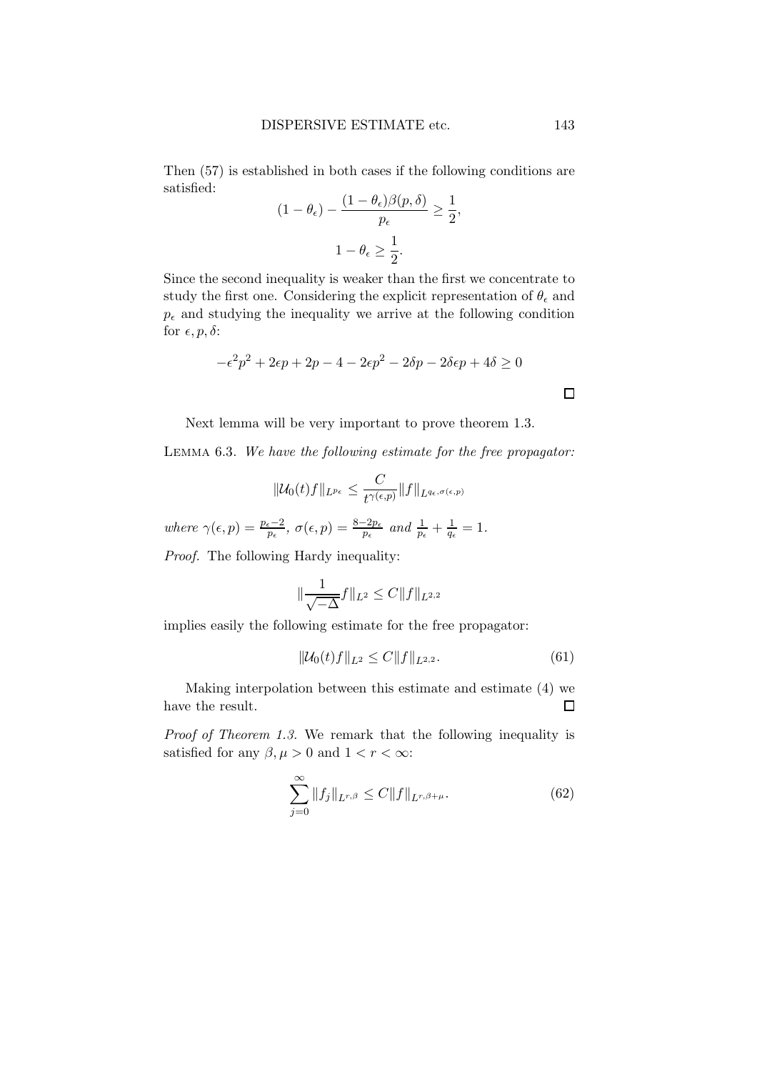Then (57) is established in both cases if the following conditions are satisfied:

$$(1-\theta_\epsilon) - \frac{(1-\theta_\epsilon)\beta(p,\delta)}{p_\epsilon} \geq \frac{1}{2},$$

$$1-\theta_\epsilon \geq \frac{1}{2}.$$

Since the second inequality is weaker than the first we concentrate to study the first one. Considering the explicit representation of $\theta_\epsilon$ and $p_\epsilon$ and studying the inequality we arrive at the following condition for $\epsilon, p, \delta$:

$$-\epsilon^2 p^2 + 2\epsilon p + 2p - 4 - 2\epsilon p^2 - 2\delta p - 2\delta \epsilon p + 4\delta \geq 0$$

□

Next lemma will be very important to prove theorem 1.3.

LEMMA 6.3. *We have the following estimate for the free propagator:*

$$\|\mathcal{U}_0(t)f\|_{L^{p_\epsilon}} \leq \frac{C}{t^{\gamma(\epsilon,p)}}\|f\|_{L^{q_\epsilon,\sigma(\epsilon,p)}}$$

*where* $\gamma(\epsilon,p) = \frac{p_\epsilon - 2}{p_\epsilon}$, $\sigma(\epsilon,p) = \frac{8-2p_\epsilon}{p_\epsilon}$ *and* $\frac{1}{p_\epsilon} + \frac{1}{q_\epsilon} = 1$.

*Proof.* The following Hardy inequality:

$$\|\frac{1}{\sqrt{-\Delta}}f\|_{L^2} \leq C\|f\|_{L^{2,2}}$$

implies easily the following estimate for the free propagator:

$$\|\mathcal{U}_0(t)f\|_{L^2} \leq C\|f\|_{L^{2,2}}. \tag{61}$$

Making interpolation between this estimate and estimate (4) we have the result. □

*Proof of Theorem 1.3.* We remark that the following inequality is satisfied for any $\beta, \mu > 0$ and $1 < r < \infty$:

$$\sum_{j=0}^{\infty} \|f_j\|_{L^{r,\beta}} \leq C\|f\|_{L^{r,\beta+\mu}}. \tag{62}$$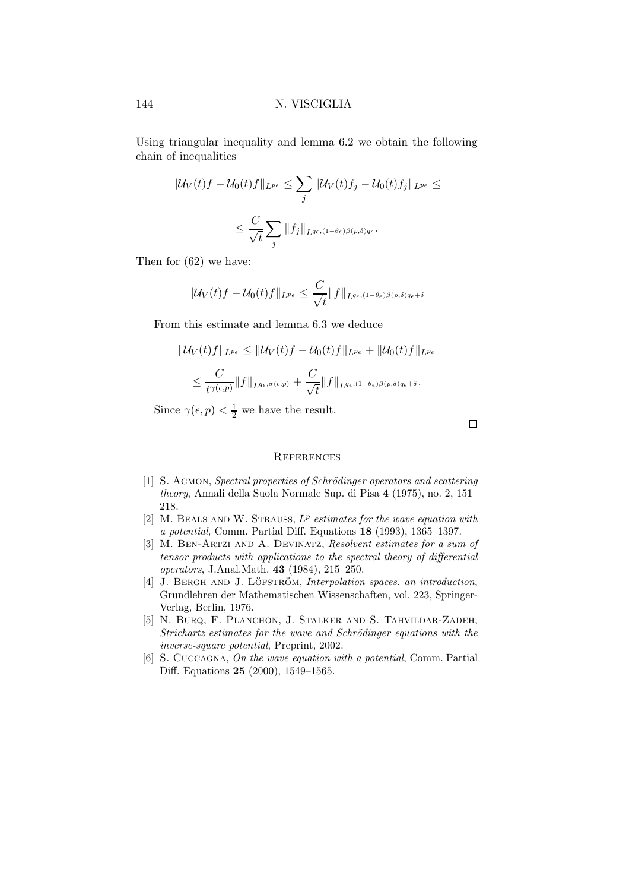Using triangular inequality and lemma 6.2 we obtain the following chain of inequalities

$$\|\mathcal{U}_V(t)f - \mathcal{U}_0(t)f\|_{L^{p_\epsilon}} \leq \sum_j \|\mathcal{U}_V(t)f_j - \mathcal{U}_0(t)f_j\|_{L^{p_\epsilon}} \leq$$

$$\leq \frac{C}{\sqrt{t}} \sum_j \|f_j\|_{L^{q_\epsilon,(1-\theta_\epsilon)\beta(p,\delta)q_\epsilon}}.$$

Then for (62) we have:

$$\|\mathcal{U}_V(t)f - \mathcal{U}_0(t)f\|_{L^{p_\epsilon}} \leq \frac{C}{\sqrt{t}} \|f\|_{L^{q_\epsilon,(1-\theta_\epsilon)\beta(p,\delta)q_\epsilon+\delta}}$$

From this estimate and lemma 6.3 we deduce

$$\|\mathcal{U}_V(t)f\|_{L^{p_\epsilon}} \leq \|\mathcal{U}_V(t)f - \mathcal{U}_0(t)f\|_{L^{p_\epsilon}} + \|\mathcal{U}_0(t)f\|_{L^{p_\epsilon}}$$

$$\leq \frac{C}{t^{\gamma(\epsilon,p)}} \|f\|_{L^{q_\epsilon,\sigma(\epsilon,p)}} + \frac{C}{\sqrt{t}} \|f\|_{L^{q_\epsilon,(1-\theta_\epsilon)\beta(p,\delta)q_\epsilon+\delta}}.$$

Since $\gamma(\epsilon, p) < \frac{1}{2}$ we have the result. □

## References

[1] S. Agmon, *Spectral properties of Schrödinger operators and scattering theory*, Annali della Suola Normale Sup. di Pisa **4** (1975), no. 2, 151–218.

[2] M. Beals and W. Strauss, *$L^p$ estimates for the wave equation with a potential*, Comm. Partial Diff. Equations **18** (1993), 1365–1397.

[3] M. Ben-Artzi and A. Devinatz, *Resolvent estimates for a sum of tensor products with applications to the spectral theory of differential operators*, J.Anal.Math. **43** (1984), 215–250.

[4] J. Bergh and J. Löfström, *Interpolation spaces. an introduction*, Grundlehren der Mathematischen Wissenschaften, vol. 223, Springer-Verlag, Berlin, 1976.

[5] N. Burq, F. Planchon, J. Stalker and S. Tahvildar-Zadeh, *Strichartz estimates for the wave and Schrödinger equations with the inverse-square potential*, Preprint, 2002.

[6] S. Cuccagna, *On the wave equation with a potential*, Comm. Partial Diff. Equations **25** (2000), 1549–1565.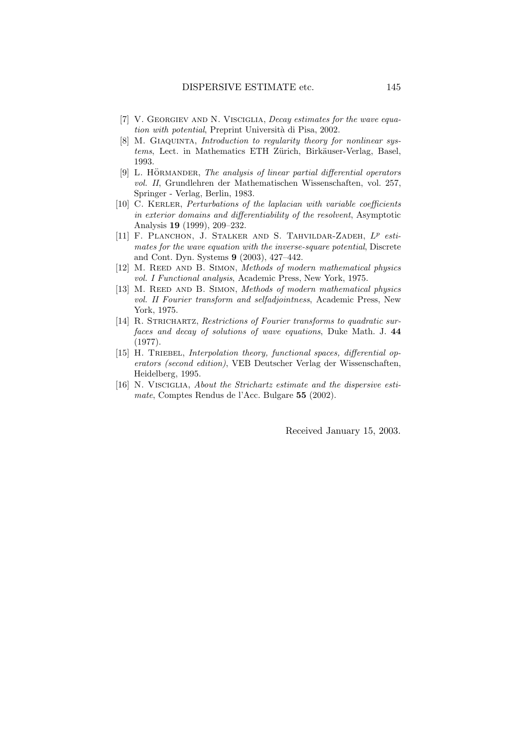[7] V. Georgiev and N. Visciglia, *Decay estimates for the wave equation with potential*, Preprint Università di Pisa, 2002.

[8] M. Giaquinta, *Introduction to regularity theory for nonlinear systems*, Lect. in Mathematics ETH Zürich, Birkäuser-Verlag, Basel, 1993.

[9] L. Hörmander, *The analysis of linear partial differential operators vol. II*, Grundlehren der Mathematischen Wissenschaften, vol. 257, Springer - Verlag, Berlin, 1983.

[10] C. Kerler, *Perturbations of the laplacian with variable coefficients in exterior domains and differentiability of the resolvent*, Asymptotic Analysis **19** (1999), 209–232.

[11] F. Planchon, J. Stalker and S. Tahvildar-Zadeh, *$L^p$ estimates for the wave equation with the inverse-square potential*, Discrete and Cont. Dyn. Systems **9** (2003), 427–442.

[12] M. Reed and B. Simon, *Methods of modern mathematical physics vol. I Functional analysis*, Academic Press, New York, 1975.

[13] M. Reed and B. Simon, *Methods of modern mathematical physics vol. II Fourier transform and selfadjointness*, Academic Press, New York, 1975.

[14] R. Strichartz, *Restrictions of Fourier transforms to quadratic surfaces and decay of solutions of wave equations*, Duke Math. J. **44** (1977).

[15] H. Triebel, *Interpolation theory, functional spaces, differential operators (second edition)*, VEB Deutscher Verlag der Wissenschaften, Heidelberg, 1995.

[16] N. Visciglia, *About the Strichartz estimate and the dispersive estimate*, Comptes Rendus de l'Acc. Bulgare **55** (2002).

Received January 15, 2003.